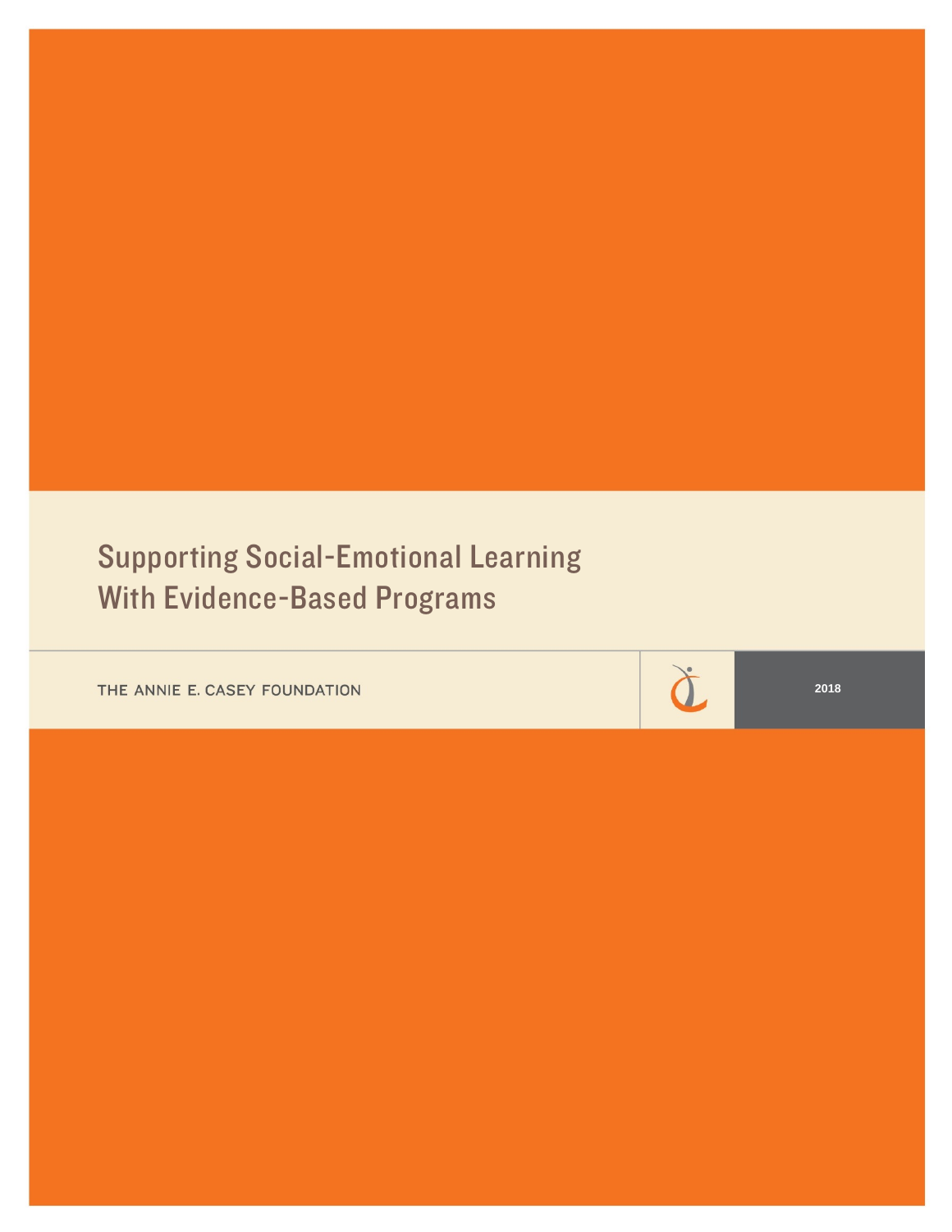# Supporting Social-Emotional Learning With Evidence-Based Programs

THE ANNIE E. CASEY FOUNDATION

2018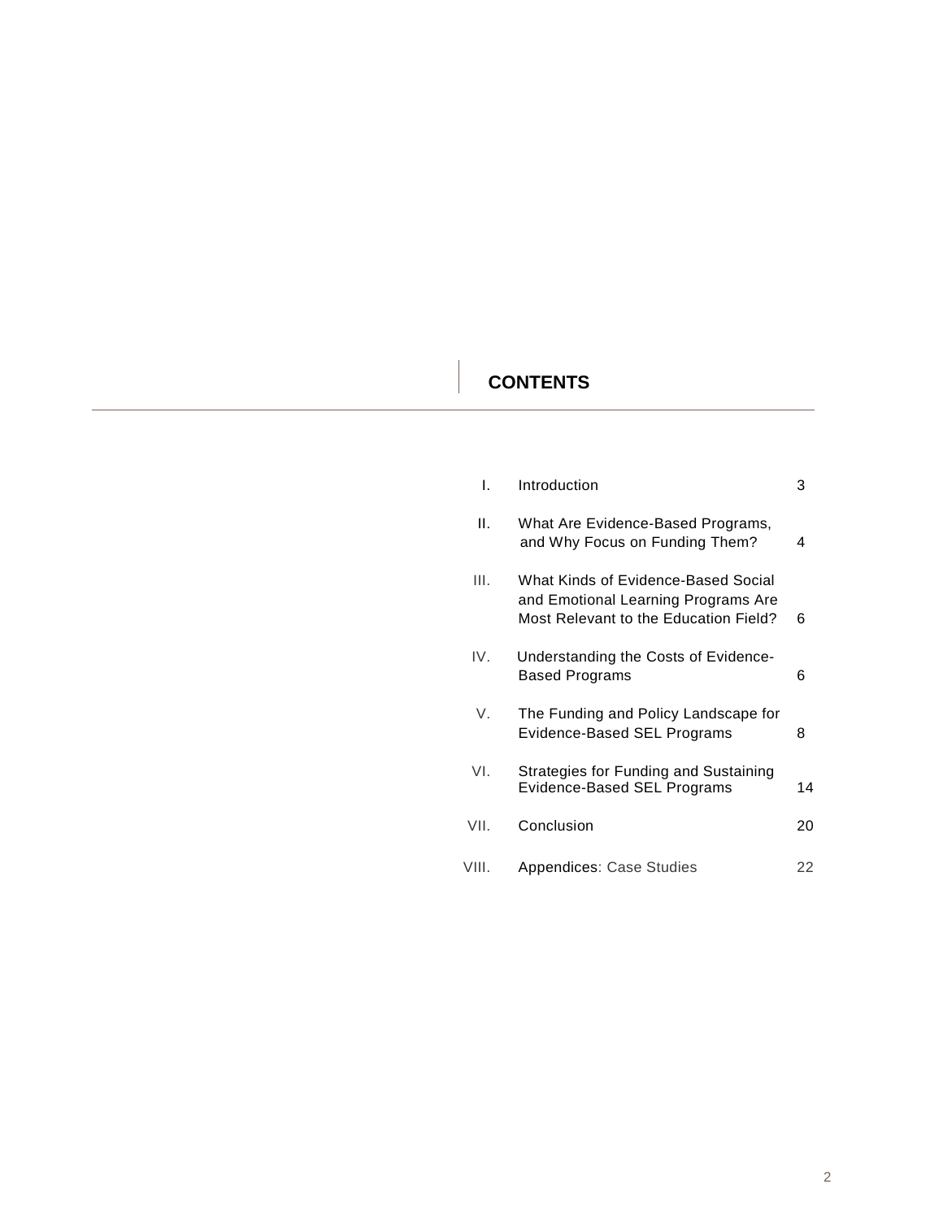# CONTENTS

| | | |
|---|---|---|
| I. | Introduction | 3 |
| II. | What Are Evidence-Based Programs, and Why Focus on Funding Them? | 4 |
| III. | What Kinds of Evidence-Based Social and Emotional Learning Programs Are Most Relevant to the Education Field? | 6 |
| IV. | Understanding the Costs of Evidence-Based Programs | 6 |
| V. | The Funding and Policy Landscape for Evidence-Based SEL Programs | 8 |
| VI. | Strategies for Funding and Sustaining Evidence-Based SEL Programs | 14 |
| VII. | Conclusion | 20 |
| VIII. | Appendices: Case Studies | 22 |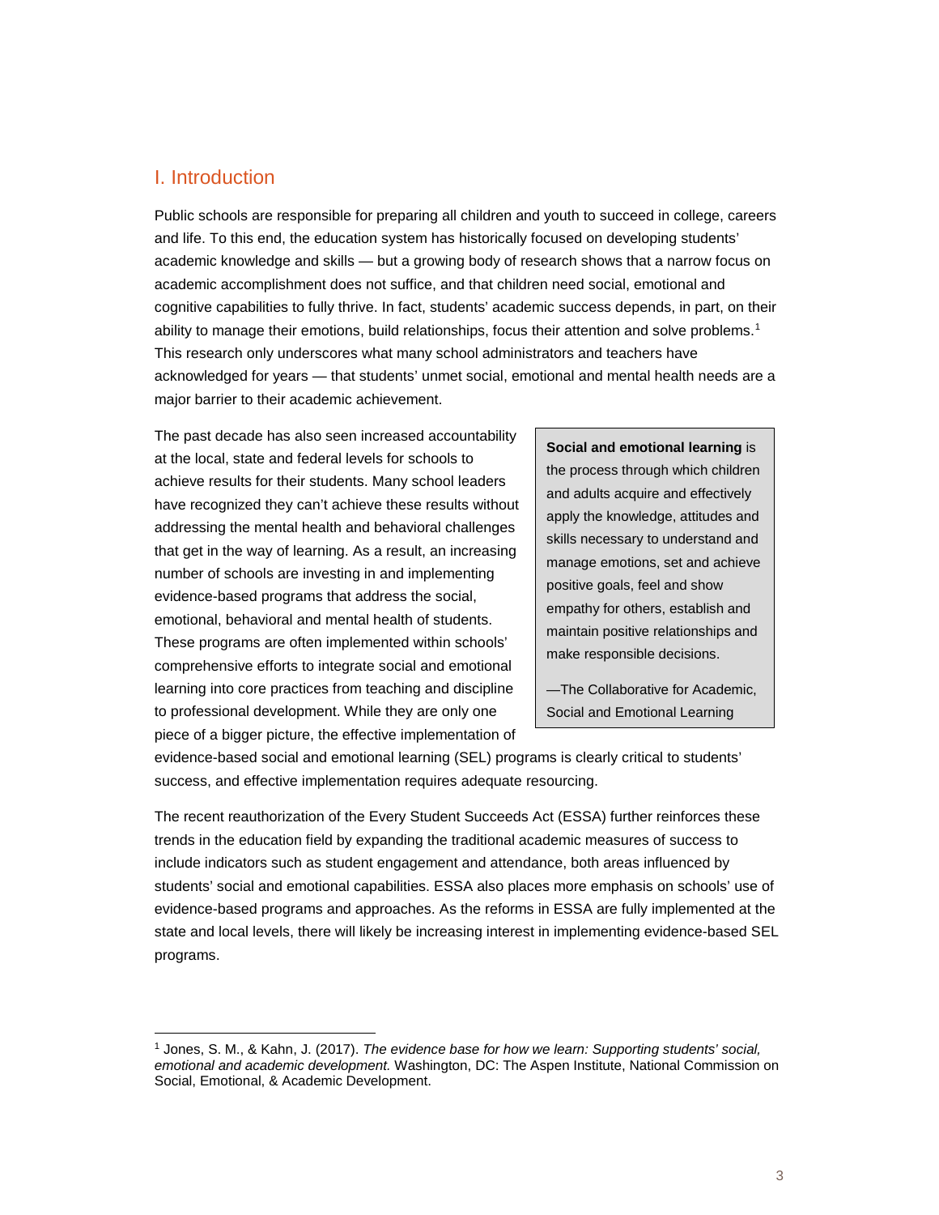# I. Introduction

Public schools are responsible for preparing all children and youth to succeed in college, careers and life. To this end, the education system has historically focused on developing students' academic knowledge and skills — but a growing body of research shows that a narrow focus on academic accomplishment does not suffice, and that children need social, emotional and cognitive capabilities to fully thrive. In fact, students' academic success depends, in part, on their ability to manage their emotions, build relationships, focus their attention and solve problems.[1] This research only underscores what many school administrators and teachers have acknowledged for years — that students' unmet social, emotional and mental health needs are a major barrier to their academic achievement.

The past decade has also seen increased accountability at the local, state and federal levels for schools to achieve results for their students. Many school leaders have recognized they can't achieve these results without addressing the mental health and behavioral challenges that get in the way of learning. As a result, an increasing number of schools are investing in and implementing evidence-based programs that address the social, emotional, behavioral and mental health of students. These programs are often implemented within schools' comprehensive efforts to integrate social and emotional learning into core practices from teaching and discipline to professional development. While they are only one piece of a bigger picture, the effective implementation of evidence-based social and emotional learning (SEL) programs is clearly critical to students' success, and effective implementation requires adequate resourcing.

> **Social and emotional learning** is the process through which children and adults acquire and effectively apply the knowledge, attitudes and skills necessary to understand and manage emotions, set and achieve positive goals, feel and show empathy for others, establish and maintain positive relationships and make responsible decisions.
>
> —The Collaborative for Academic, Social and Emotional Learning

The recent reauthorization of the Every Student Succeeds Act (ESSA) further reinforces these trends in the education field by expanding the traditional academic measures of success to include indicators such as student engagement and attendance, both areas influenced by students' social and emotional capabilities. ESSA also places more emphasis on schools' use of evidence-based programs and approaches. As the reforms in ESSA are fully implemented at the state and local levels, there will likely be increasing interest in implementing evidence-based SEL programs.

---

[1] Jones, S. M., & Kahn, J. (2017). *The evidence base for how we learn: Supporting students' social, emotional and academic development.* Washington, DC: The Aspen Institute, National Commission on Social, Emotional, & Academic Development.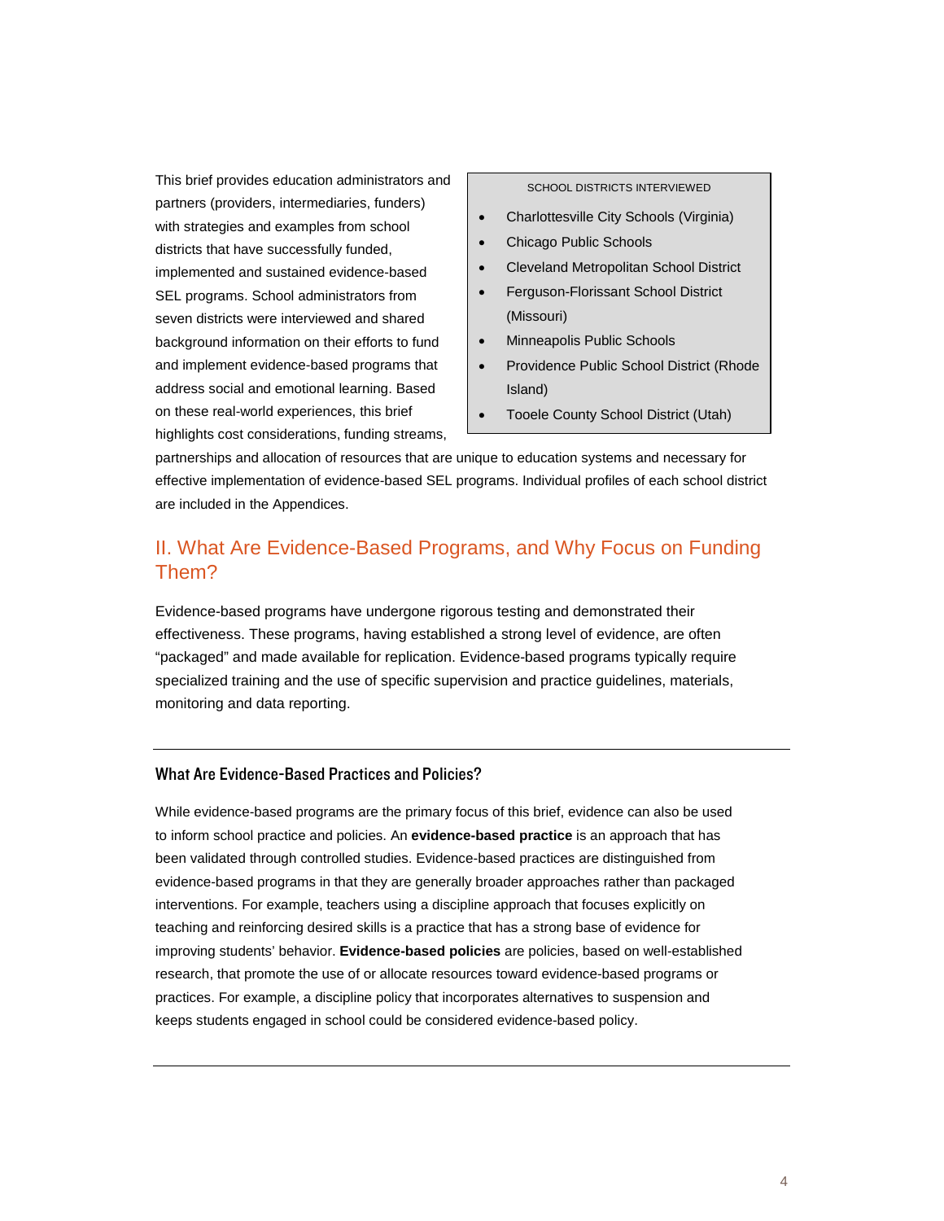This brief provides education administrators and partners (providers, intermediaries, funders) with strategies and examples from school districts that have successfully funded, implemented and sustained evidence-based SEL programs. School administrators from seven districts were interviewed and shared background information on their efforts to fund and implement evidence-based programs that address social and emotional learning. Based on these real-world experiences, this brief highlights cost considerations, funding streams, partnerships and allocation of resources that are unique to education systems and necessary for effective implementation of evidence-based SEL programs. Individual profiles of each school district are included in the Appendices.

> SCHOOL DISTRICTS INTERVIEWED
>
> - Charlottesville City Schools (Virginia)
> - Chicago Public Schools
> - Cleveland Metropolitan School District
> - Ferguson-Florissant School District (Missouri)
> - Minneapolis Public Schools
> - Providence Public School District (Rhode Island)
> - Tooele County School District (Utah)

## II. What Are Evidence-Based Programs, and Why Focus on Funding Them?

Evidence-based programs have undergone rigorous testing and demonstrated their effectiveness. These programs, having established a strong level of evidence, are often "packaged" and made available for replication. Evidence-based programs typically require specialized training and the use of specific supervision and practice guidelines, materials, monitoring and data reporting.

---

### What Are Evidence-Based Practices and Policies?

While evidence-based programs are the primary focus of this brief, evidence can also be used to inform school practice and policies. An **evidence-based practice** is an approach that has been validated through controlled studies. Evidence-based practices are distinguished from evidence-based programs in that they are generally broader approaches rather than packaged interventions. For example, teachers using a discipline approach that focuses explicitly on teaching and reinforcing desired skills is a practice that has a strong base of evidence for improving students' behavior. **Evidence-based policies** are policies, based on well-established research, that promote the use of or allocate resources toward evidence-based programs or practices. For example, a discipline policy that incorporates alternatives to suspension and keeps students engaged in school could be considered evidence-based policy.

---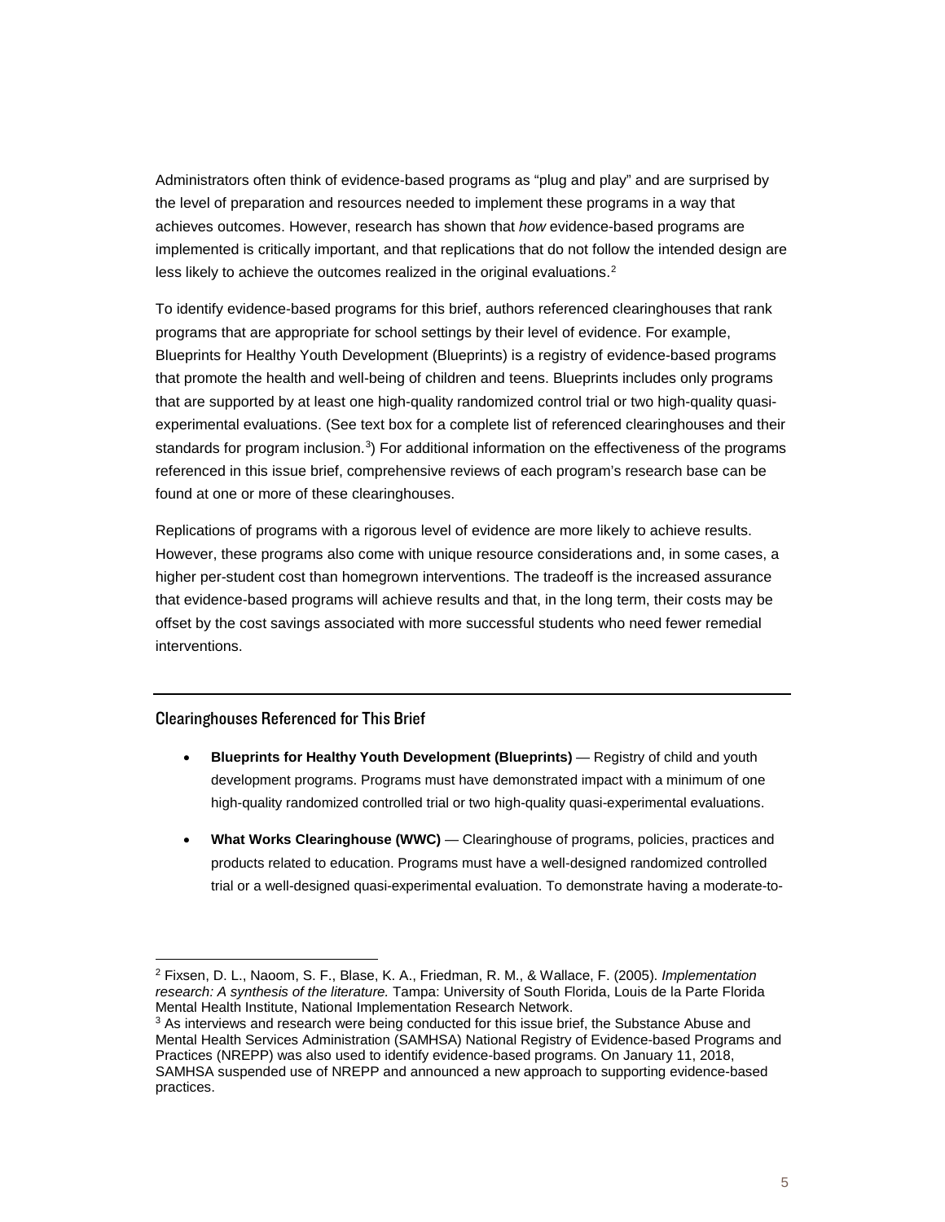Administrators often think of evidence-based programs as "plug and play" and are surprised by the level of preparation and resources needed to implement these programs in a way that achieves outcomes. However, research has shown that *how* evidence-based programs are implemented is critically important, and that replications that do not follow the intended design are less likely to achieve the outcomes realized in the original evaluations.[2]

To identify evidence-based programs for this brief, authors referenced clearinghouses that rank programs that are appropriate for school settings by their level of evidence. For example, Blueprints for Healthy Youth Development (Blueprints) is a registry of evidence-based programs that promote the health and well-being of children and teens. Blueprints includes only programs that are supported by at least one high-quality randomized control trial or two high-quality quasi-experimental evaluations. (See text box for a complete list of referenced clearinghouses and their standards for program inclusion.[3]) For additional information on the effectiveness of the programs referenced in this issue brief, comprehensive reviews of each program's research base can be found at one or more of these clearinghouses.

Replications of programs with a rigorous level of evidence are more likely to achieve results. However, these programs also come with unique resource considerations and, in some cases, a higher per-student cost than homegrown interventions. The tradeoff is the increased assurance that evidence-based programs will achieve results and that, in the long term, their costs may be offset by the cost savings associated with more successful students who need fewer remedial interventions.

---

## Clearinghouses Referenced for This Brief

- **Blueprints for Healthy Youth Development (Blueprints)** — Registry of child and youth development programs. Programs must have demonstrated impact with a minimum of one high-quality randomized controlled trial or two high-quality quasi-experimental evaluations.
- **What Works Clearinghouse (WWC)** — Clearinghouse of programs, policies, practices and products related to education. Programs must have a well-designed randomized controlled trial or a well-designed quasi-experimental evaluation. To demonstrate having a moderate-to-

---

[2] Fixsen, D. L., Naoom, S. F., Blase, K. A., Friedman, R. M., & Wallace, F. (2005). *Implementation research: A synthesis of the literature.* Tampa: University of South Florida, Louis de la Parte Florida Mental Health Institute, National Implementation Research Network.

[3] As interviews and research were being conducted for this issue brief, the Substance Abuse and Mental Health Services Administration (SAMHSA) National Registry of Evidence-based Programs and Practices (NREPP) was also used to identify evidence-based programs. On January 11, 2018, SAMHSA suspended use of NREPP and announced a new approach to supporting evidence-based practices.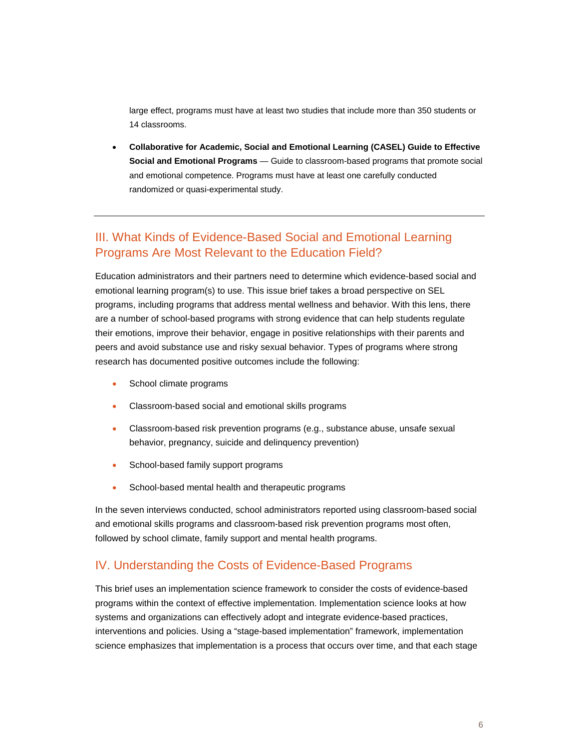large effect, programs must have at least two studies that include more than 350 students or 14 classrooms.

- **Collaborative for Academic, Social and Emotional Learning (CASEL) Guide to Effective Social and Emotional Programs** — Guide to classroom-based programs that promote social and emotional competence. Programs must have at least one carefully conducted randomized or quasi-experimental study.

---

## III. What Kinds of Evidence-Based Social and Emotional Learning Programs Are Most Relevant to the Education Field?

Education administrators and their partners need to determine which evidence-based social and emotional learning program(s) to use. This issue brief takes a broad perspective on SEL programs, including programs that address mental wellness and behavior. With this lens, there are a number of school-based programs with strong evidence that can help students regulate their emotions, improve their behavior, engage in positive relationships with their parents and peers and avoid substance use and risky sexual behavior. Types of programs where strong research has documented positive outcomes include the following:

- School climate programs
- Classroom-based social and emotional skills programs
- Classroom-based risk prevention programs (e.g., substance abuse, unsafe sexual behavior, pregnancy, suicide and delinquency prevention)
- School-based family support programs
- School-based mental health and therapeutic programs

In the seven interviews conducted, school administrators reported using classroom-based social and emotional skills programs and classroom-based risk prevention programs most often, followed by school climate, family support and mental health programs.

## IV. Understanding the Costs of Evidence-Based Programs

This brief uses an implementation science framework to consider the costs of evidence-based programs within the context of effective implementation. Implementation science looks at how systems and organizations can effectively adopt and integrate evidence-based practices, interventions and policies. Using a "stage-based implementation" framework, implementation science emphasizes that implementation is a process that occurs over time, and that each stage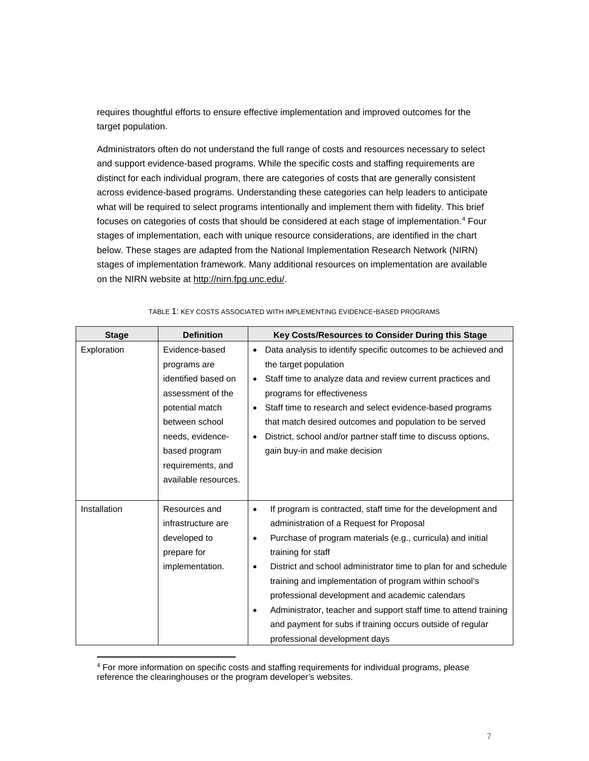requires thoughtful efforts to ensure effective implementation and improved outcomes for the target population.

Administrators often do not understand the full range of costs and resources necessary to select and support evidence-based programs. While the specific costs and staffing requirements are distinct for each individual program, there are categories of costs that are generally consistent across evidence-based programs. Understanding these categories can help leaders to anticipate what will be required to select programs intentionally and implement them with fidelity. This brief focuses on categories of costs that should be considered at each stage of implementation.[4] Four stages of implementation, each with unique resource considerations, are identified in the chart below. These stages are adapted from the National Implementation Research Network (NIRN) stages of implementation framework. Many additional resources on implementation are available on the NIRN website at http://nirn.fpg.unc.edu/.

TABLE 1: KEY COSTS ASSOCIATED WITH IMPLEMENTING EVIDENCE-BASED PROGRAMS

| Stage | Definition | Key Costs/Resources to Consider During this Stage |
|---|---|---|
| Exploration | Evidence-based programs are identified based on assessment of the potential match between school needs, evidence-based program requirements, and available resources. | • Data analysis to identify specific outcomes to be achieved and the target population<br>• Staff time to analyze data and review current practices and programs for effectiveness<br>• Staff time to research and select evidence-based programs that match desired outcomes and population to be served<br>• District, school and/or partner staff time to discuss options, gain buy-in and make decision |
| Installation | Resources and infrastructure are developed to prepare for implementation. | • If program is contracted, staff time for the development and administration of a Request for Proposal<br>• Purchase of program materials (e.g., curricula) and initial training for staff<br>• District and school administrator time to plan for and schedule training and implementation of program within school's professional development and academic calendars<br>• Administrator, teacher and support staff time to attend training and payment for subs if training occurs outside of regular professional development days |

[4] For more information on specific costs and staffing requirements for individual programs, please reference the clearinghouses or the program developer's websites.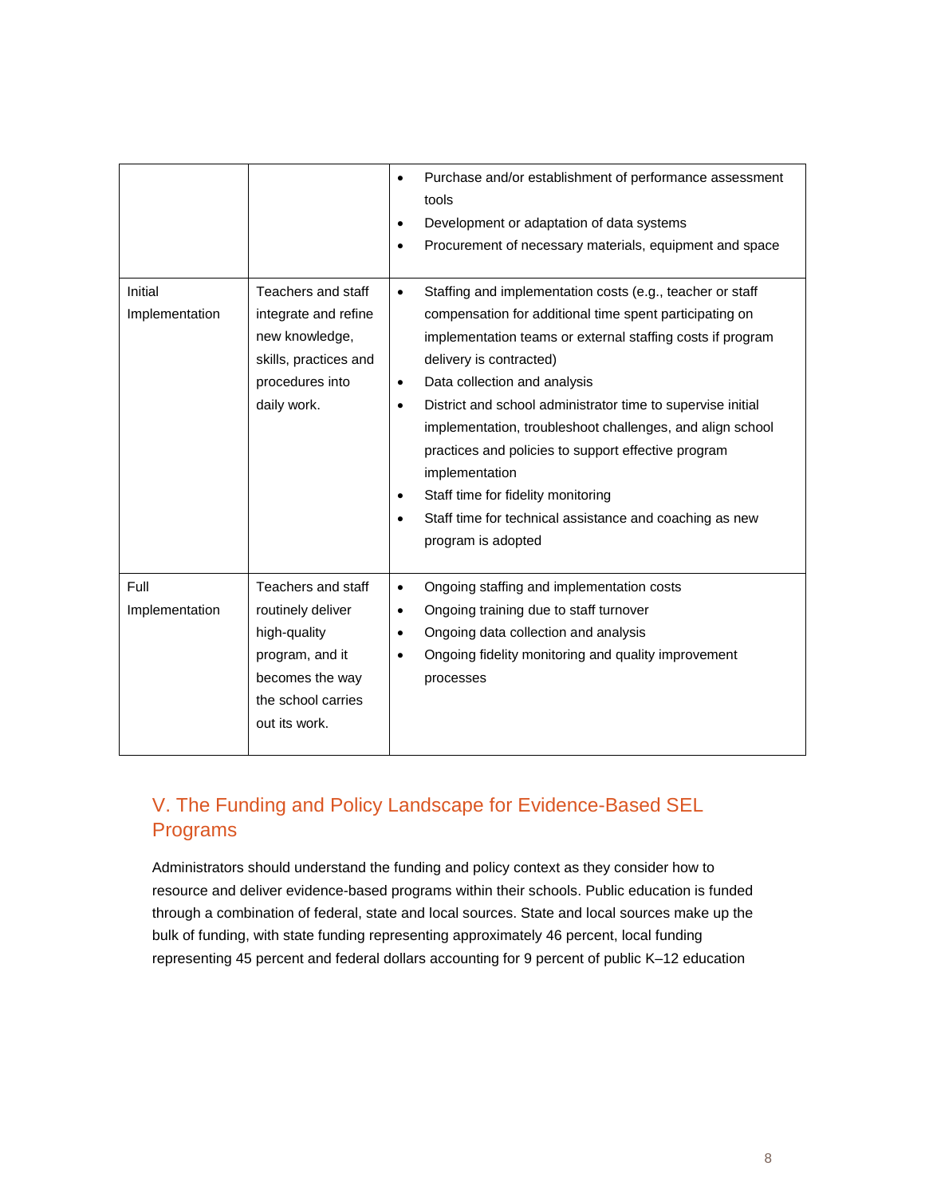| | | |
|---|---|---|
| | | • Purchase and/or establishment of performance assessment tools<br>• Development or adaptation of data systems<br>• Procurement of necessary materials, equipment and space |
| Initial Implementation | Teachers and staff integrate and refine new knowledge, skills, practices and procedures into daily work. | • Staffing and implementation costs (e.g., teacher or staff compensation for additional time spent participating on implementation teams or external staffing costs if program delivery is contracted)<br>• Data collection and analysis<br>• District and school administrator time to supervise initial implementation, troubleshoot challenges, and align school practices and policies to support effective program implementation<br>• Staff time for fidelity monitoring<br>• Staff time for technical assistance and coaching as new program is adopted |
| Full Implementation | Teachers and staff routinely deliver high-quality program, and it becomes the way the school carries out its work. | • Ongoing staffing and implementation costs<br>• Ongoing training due to staff turnover<br>• Ongoing data collection and analysis<br>• Ongoing fidelity monitoring and quality improvement processes |

## V. The Funding and Policy Landscape for Evidence-Based SEL Programs

Administrators should understand the funding and policy context as they consider how to resource and deliver evidence-based programs within their schools. Public education is funded through a combination of federal, state and local sources. State and local sources make up the bulk of funding, with state funding representing approximately 46 percent, local funding representing 45 percent and federal dollars accounting for 9 percent of public K–12 education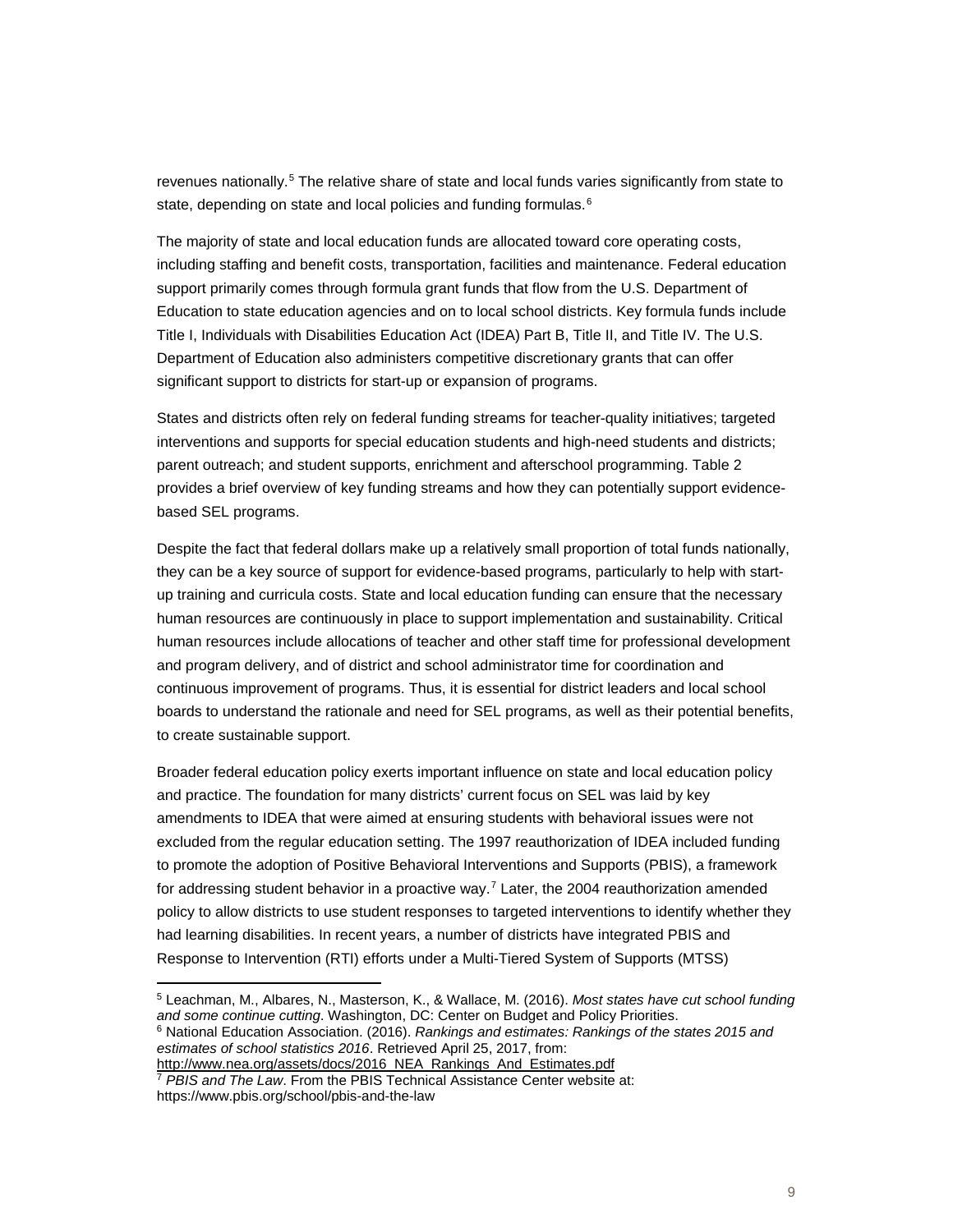revenues nationally.[5] The relative share of state and local funds varies significantly from state to state, depending on state and local policies and funding formulas.[6]

The majority of state and local education funds are allocated toward core operating costs, including staffing and benefit costs, transportation, facilities and maintenance. Federal education support primarily comes through formula grant funds that flow from the U.S. Department of Education to state education agencies and on to local school districts. Key formula funds include Title I, Individuals with Disabilities Education Act (IDEA) Part B, Title II, and Title IV. The U.S. Department of Education also administers competitive discretionary grants that can offer significant support to districts for start-up or expansion of programs.

States and districts often rely on federal funding streams for teacher-quality initiatives; targeted interventions and supports for special education students and high-need students and districts; parent outreach; and student supports, enrichment and afterschool programming. Table 2 provides a brief overview of key funding streams and how they can potentially support evidence-based SEL programs.

Despite the fact that federal dollars make up a relatively small proportion of total funds nationally, they can be a key source of support for evidence-based programs, particularly to help with start-up training and curricula costs. State and local education funding can ensure that the necessary human resources are continuously in place to support implementation and sustainability. Critical human resources include allocations of teacher and other staff time for professional development and program delivery, and of district and school administrator time for coordination and continuous improvement of programs. Thus, it is essential for district leaders and local school boards to understand the rationale and need for SEL programs, as well as their potential benefits, to create sustainable support.

Broader federal education policy exerts important influence on state and local education policy and practice. The foundation for many districts' current focus on SEL was laid by key amendments to IDEA that were aimed at ensuring students with behavioral issues were not excluded from the regular education setting. The 1997 reauthorization of IDEA included funding to promote the adoption of Positive Behavioral Interventions and Supports (PBIS), a framework for addressing student behavior in a proactive way.[7] Later, the 2004 reauthorization amended policy to allow districts to use student responses to targeted interventions to identify whether they had learning disabilities. In recent years, a number of districts have integrated PBIS and Response to Intervention (RTI) efforts under a Multi-Tiered System of Supports (MTSS)

---

[5] Leachman, M., Albares, N., Masterson, K., & Wallace, M. (2016). *Most states have cut school funding and some continue cutting*. Washington, DC: Center on Budget and Policy Priorities.

[6] National Education Association. (2016). *Rankings and estimates: Rankings of the states 2015 and estimates of school statistics 2016*. Retrieved April 25, 2017, from: http://www.nea.org/assets/docs/2016_NEA_Rankings_And_Estimates.pdf

[7] *PBIS and The Law*. From the PBIS Technical Assistance Center website at: https://www.pbis.org/school/pbis-and-the-law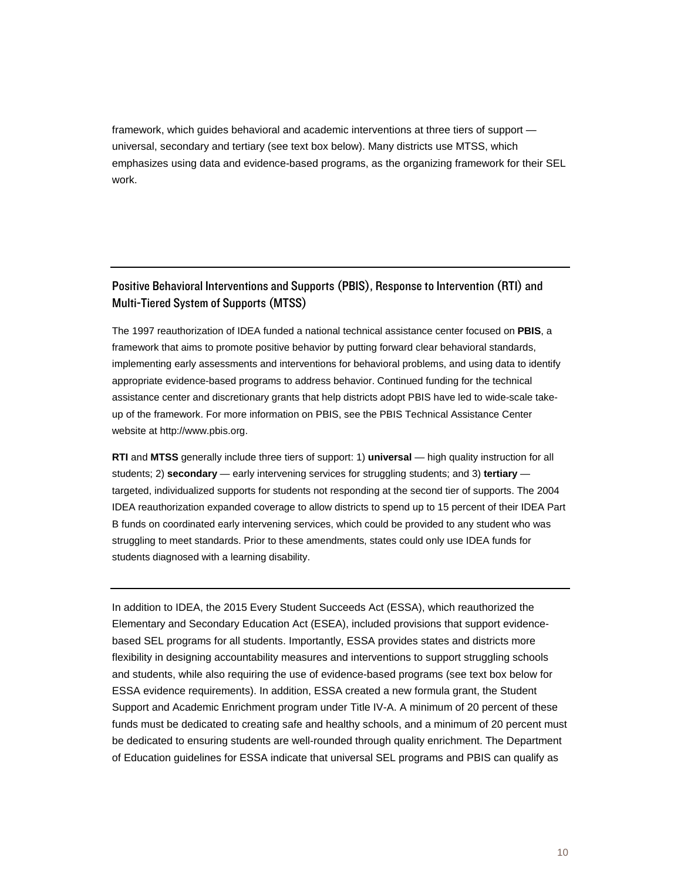framework, which guides behavioral and academic interventions at three tiers of support — universal, secondary and tertiary (see text box below). Many districts use MTSS, which emphasizes using data and evidence-based programs, as the organizing framework for their SEL work.

---

### Positive Behavioral Interventions and Supports (PBIS), Response to Intervention (RTI) and Multi-Tiered System of Supports (MTSS)

The 1997 reauthorization of IDEA funded a national technical assistance center focused on **PBIS**, a framework that aims to promote positive behavior by putting forward clear behavioral standards, implementing early assessments and interventions for behavioral problems, and using data to identify appropriate evidence-based programs to address behavior. Continued funding for the technical assistance center and discretionary grants that help districts adopt PBIS have led to wide-scale take-up of the framework. For more information on PBIS, see the PBIS Technical Assistance Center website at http://www.pbis.org.

**RTI** and **MTSS** generally include three tiers of support: 1) **universal** — high quality instruction for all students; 2) **secondary** — early intervening services for struggling students; and 3) **tertiary** — targeted, individualized supports for students not responding at the second tier of supports. The 2004 IDEA reauthorization expanded coverage to allow districts to spend up to 15 percent of their IDEA Part B funds on coordinated early intervening services, which could be provided to any student who was struggling to meet standards. Prior to these amendments, states could only use IDEA funds for students diagnosed with a learning disability.

---

In addition to IDEA, the 2015 Every Student Succeeds Act (ESSA), which reauthorized the Elementary and Secondary Education Act (ESEA), included provisions that support evidence-based SEL programs for all students. Importantly, ESSA provides states and districts more flexibility in designing accountability measures and interventions to support struggling schools and students, while also requiring the use of evidence-based programs (see text box below for ESSA evidence requirements). In addition, ESSA created a new formula grant, the Student Support and Academic Enrichment program under Title IV-A. A minimum of 20 percent of these funds must be dedicated to creating safe and healthy schools, and a minimum of 20 percent must be dedicated to ensuring students are well-rounded through quality enrichment. The Department of Education guidelines for ESSA indicate that universal SEL programs and PBIS can qualify as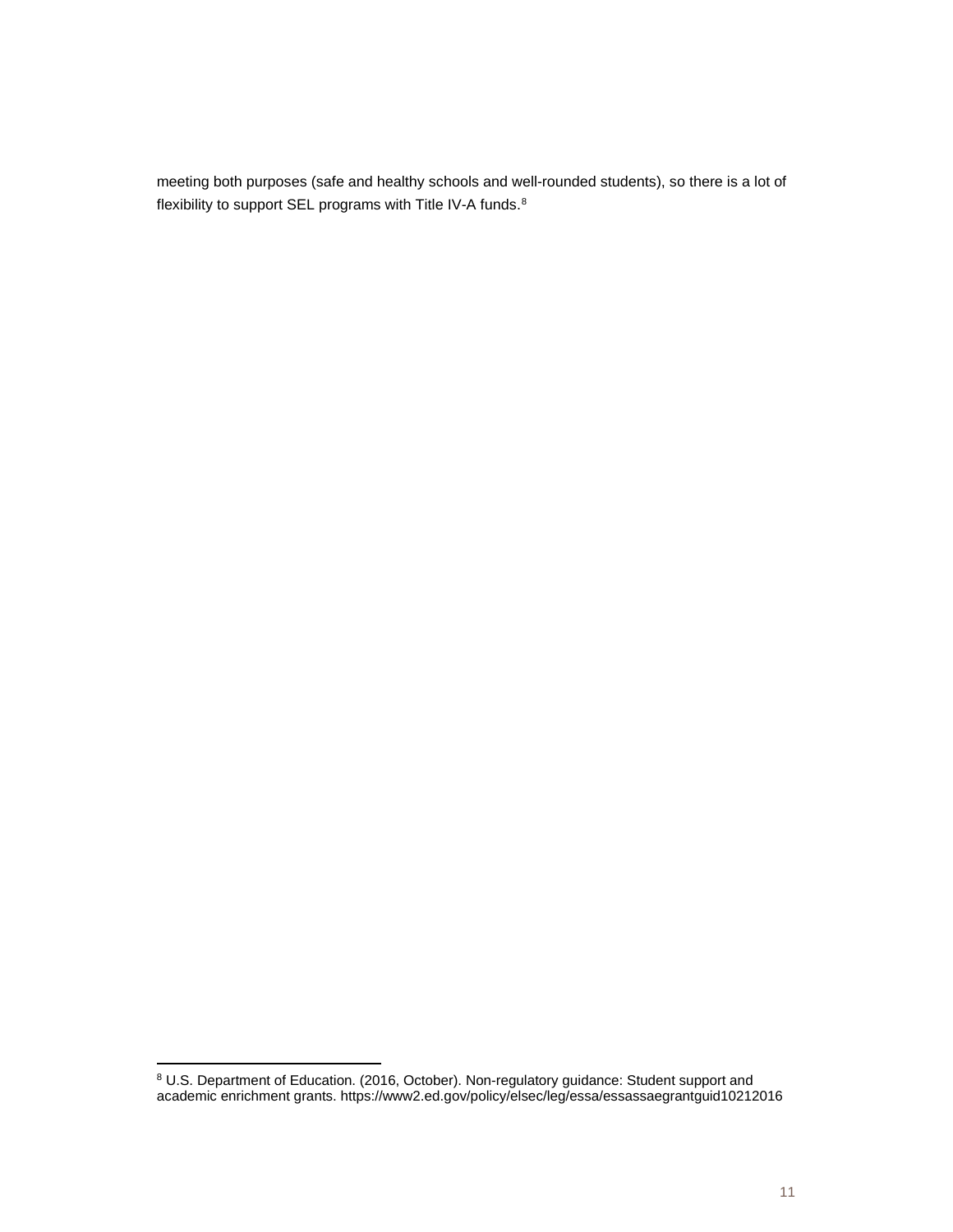meeting both purposes (safe and healthy schools and well-rounded students), so there is a lot of flexibility to support SEL programs with Title IV-A funds.[8]

[8] U.S. Department of Education. (2016, October). Non-regulatory guidance: Student support and academic enrichment grants. https://www2.ed.gov/policy/elsec/leg/essa/essassaegrantguid10212016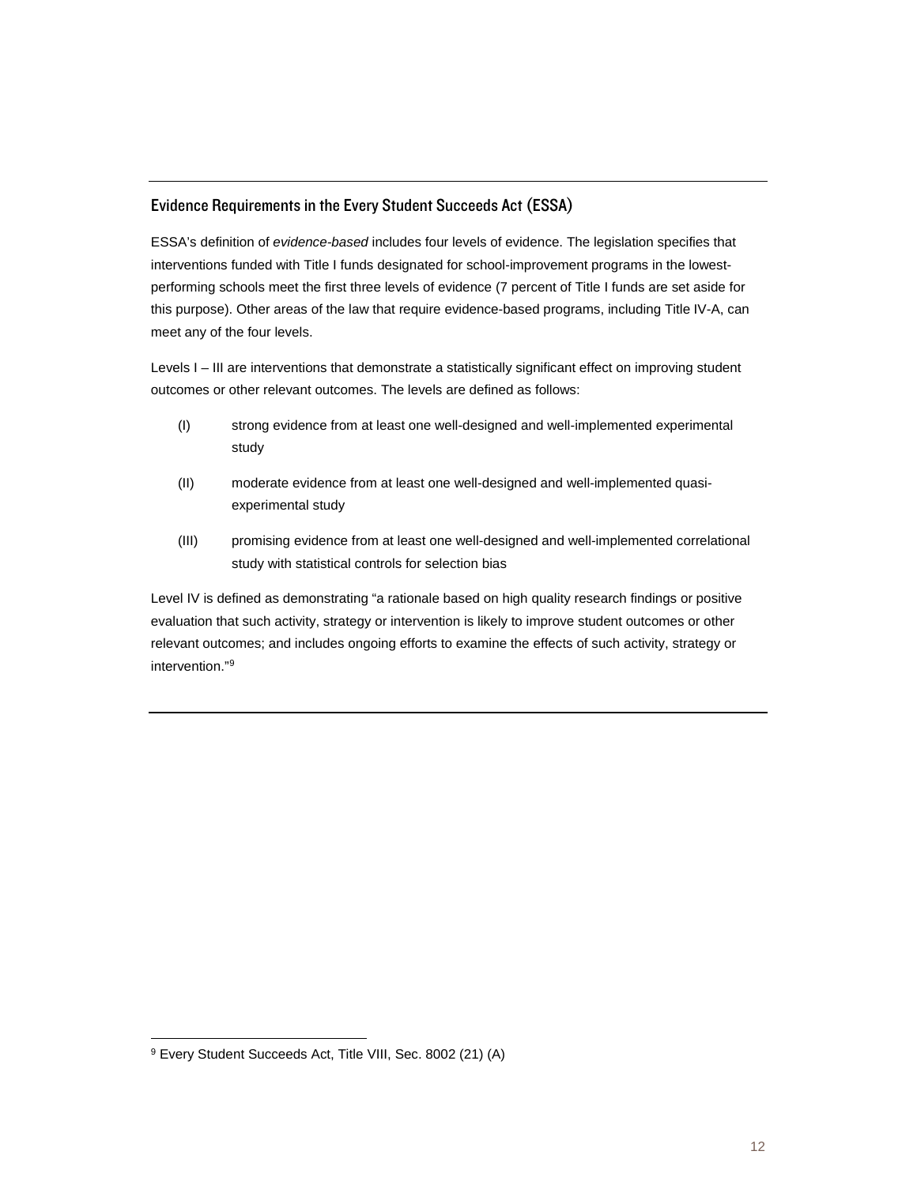## Evidence Requirements in the Every Student Succeeds Act (ESSA)

ESSA's definition of *evidence-based* includes four levels of evidence. The legislation specifies that interventions funded with Title I funds designated for school-improvement programs in the lowest-performing schools meet the first three levels of evidence (7 percent of Title I funds are set aside for this purpose). Other areas of the law that require evidence-based programs, including Title IV-A, can meet any of the four levels.

Levels I – III are interventions that demonstrate a statistically significant effect on improving student outcomes or other relevant outcomes. The levels are defined as follows:

(I) strong evidence from at least one well-designed and well-implemented experimental study

(II) moderate evidence from at least one well-designed and well-implemented quasi-experimental study

(III) promising evidence from at least one well-designed and well-implemented correlational study with statistical controls for selection bias

Level IV is defined as demonstrating "a rationale based on high quality research findings or positive evaluation that such activity, strategy or intervention is likely to improve student outcomes or other relevant outcomes; and includes ongoing efforts to examine the effects of such activity, strategy or intervention."[9]

---

[9] Every Student Succeeds Act, Title VIII, Sec. 8002 (21) (A)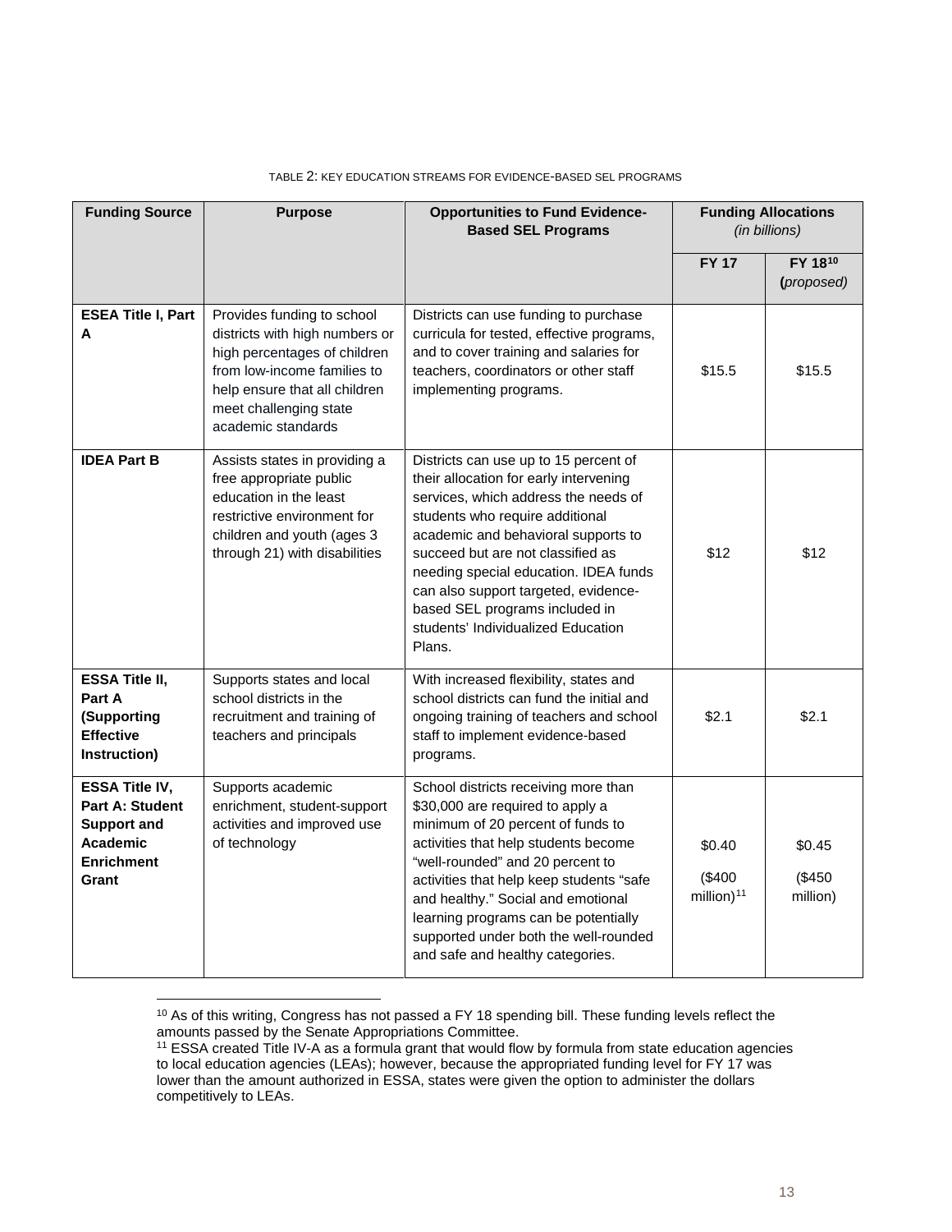TABLE 2: KEY EDUCATION STREAMS FOR EVIDENCE-BASED SEL PROGRAMS

| Funding Source | Purpose | Opportunities to Fund Evidence-Based SEL Programs | Funding Allocations *(in billions)* | |
|---|---|---|---|---|
| | | | **FY 17** | **FY 18[10] (*proposed*)** |
| **ESEA Title I, Part A** | Provides funding to school districts with high numbers or high percentages of children from low-income families to help ensure that all children meet challenging state academic standards | Districts can use funding to purchase curricula for tested, effective programs, and to cover training and salaries for teachers, coordinators or other staff implementing programs. | $15.5 | $15.5 |
| **IDEA Part B** | Assists states in providing a free appropriate public education in the least restrictive environment for children and youth (ages 3 through 21) with disabilities | Districts can use up to 15 percent of their allocation for early intervening services, which address the needs of students who require additional academic and behavioral supports to succeed but are not classified as needing special education. IDEA funds can also support targeted, evidence-based SEL programs included in students' Individualized Education Plans. | $12 | $12 |
| **ESSA Title II, Part A (Supporting Effective Instruction)** | Supports states and local school districts in the recruitment and training of teachers and principals | With increased flexibility, states and school districts can fund the initial and ongoing training of teachers and school staff to implement evidence-based programs. | $2.1 | $2.1 |
| **ESSA Title IV, Part A: Student Support and Academic Enrichment Grant** | Supports academic enrichment, student-support activities and improved use of technology | School districts receiving more than $30,000 are required to apply a minimum of 20 percent of funds to activities that help students become "well-rounded" and 20 percent to activities that help keep students "safe and healthy." Social and emotional learning programs can be potentially supported under both the well-rounded and safe and healthy categories. | $0.40 ($400 million)[11] | $0.45 ($450 million) |

[10] As of this writing, Congress has not passed a FY 18 spending bill. These funding levels reflect the amounts passed by the Senate Appropriations Committee.

[11] ESSA created Title IV-A as a formula grant that would flow by formula from state education agencies to local education agencies (LEAs); however, because the appropriated funding level for FY 17 was lower than the amount authorized in ESSA, states were given the option to administer the dollars competitively to LEAs.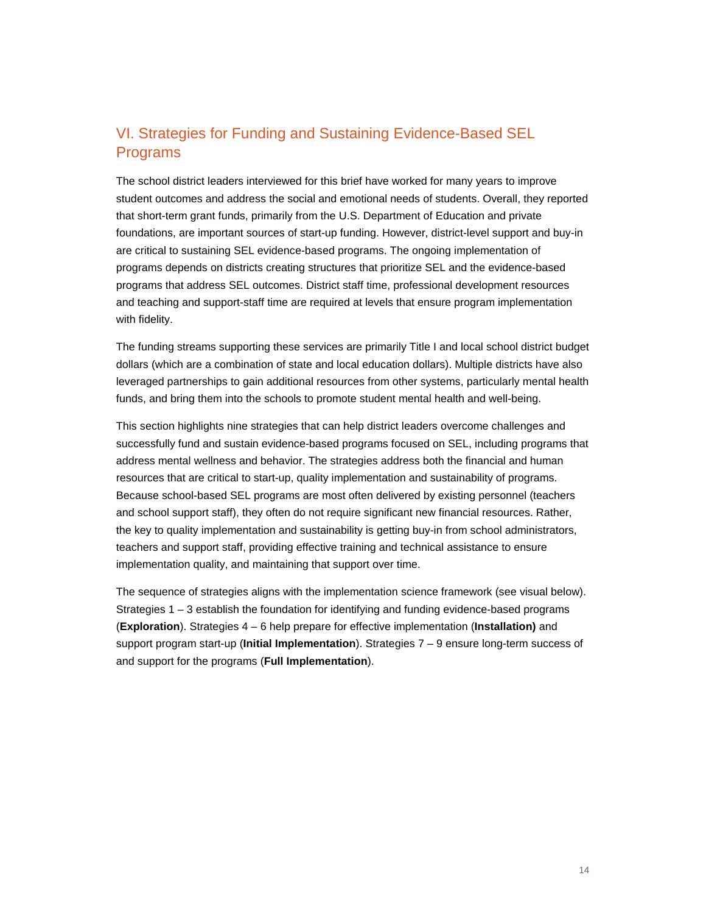## VI. Strategies for Funding and Sustaining Evidence-Based SEL Programs

The school district leaders interviewed for this brief have worked for many years to improve student outcomes and address the social and emotional needs of students. Overall, they reported that short-term grant funds, primarily from the U.S. Department of Education and private foundations, are important sources of start-up funding. However, district-level support and buy-in are critical to sustaining SEL evidence-based programs. The ongoing implementation of programs depends on districts creating structures that prioritize SEL and the evidence-based programs that address SEL outcomes. District staff time, professional development resources and teaching and support-staff time are required at levels that ensure program implementation with fidelity.

The funding streams supporting these services are primarily Title I and local school district budget dollars (which are a combination of state and local education dollars). Multiple districts have also leveraged partnerships to gain additional resources from other systems, particularly mental health funds, and bring them into the schools to promote student mental health and well-being.

This section highlights nine strategies that can help district leaders overcome challenges and successfully fund and sustain evidence-based programs focused on SEL, including programs that address mental wellness and behavior. The strategies address both the financial and human resources that are critical to start-up, quality implementation and sustainability of programs. Because school-based SEL programs are most often delivered by existing personnel (teachers and school support staff), they often do not require significant new financial resources. Rather, the key to quality implementation and sustainability is getting buy-in from school administrators, teachers and support staff, providing effective training and technical assistance to ensure implementation quality, and maintaining that support over time.

The sequence of strategies aligns with the implementation science framework (see visual below). Strategies 1 – 3 establish the foundation for identifying and funding evidence-based programs (**Exploration**). Strategies 4 – 6 help prepare for effective implementation (**Installation)** and support program start-up (**Initial Implementation**). Strategies 7 – 9 ensure long-term success of and support for the programs (**Full Implementation**).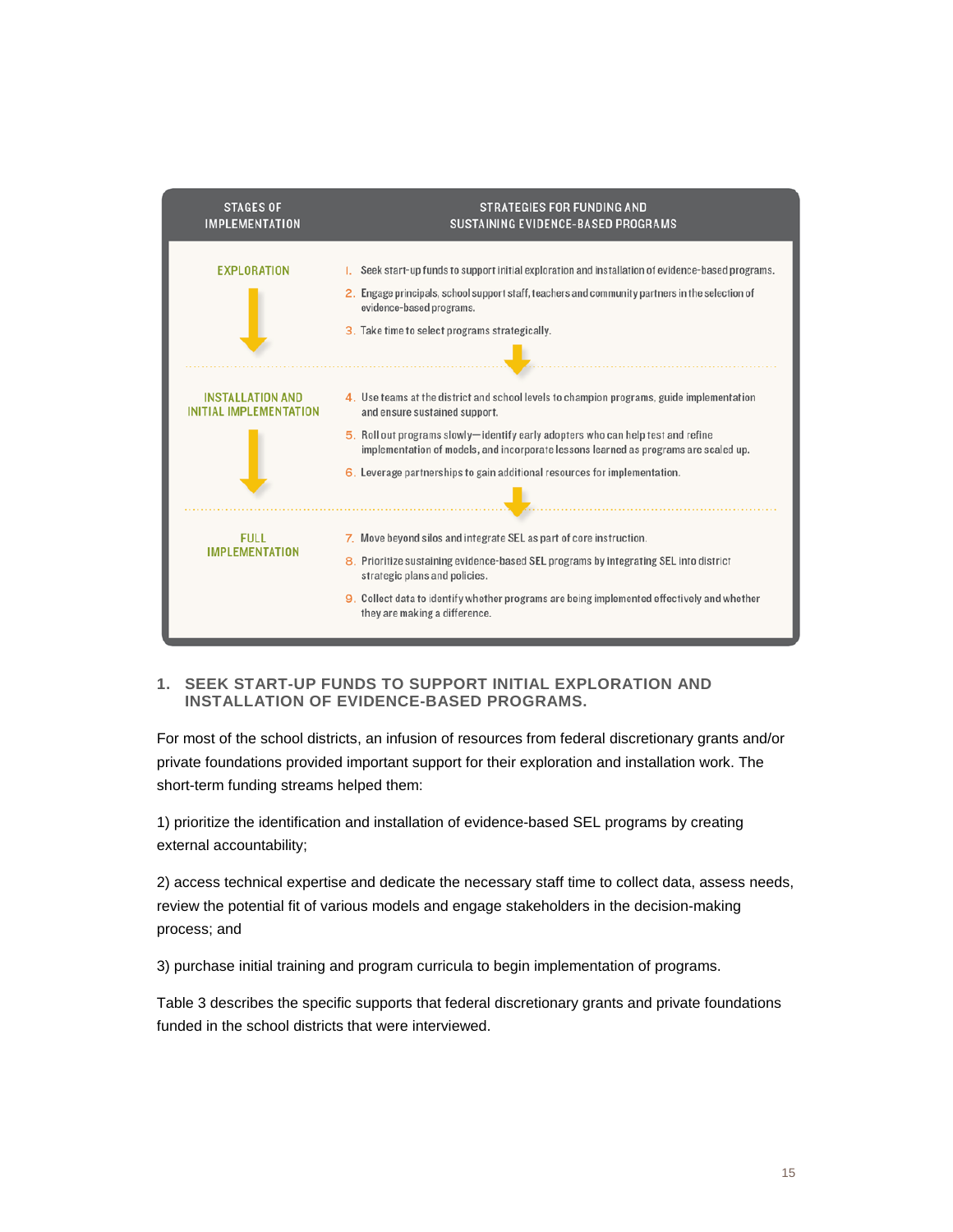| STAGES OF IMPLEMENTATION | STRATEGIES FOR FUNDING AND SUSTAINING EVIDENCE-BASED PROGRAMS |
|---|---|
| EXPLORATION | 1. Seek start-up funds to support initial exploration and installation of evidence-based programs.<br>2. Engage principals, school support staff, teachers and community partners in the selection of evidence-based programs.<br>3. Take time to select programs strategically. |
| INSTALLATION AND INITIAL IMPLEMENTATION | 4. Use teams at the district and school levels to champion programs, guide implementation and ensure sustained support.<br>5. Roll out programs slowly—identify early adopters who can help test and refine implementation of models, and incorporate lessons learned as programs are scaled up.<br>6. Leverage partnerships to gain additional resources for implementation. |
| FULL IMPLEMENTATION | 7. Move beyond silos and integrate SEL as part of core instruction.<br>8. Prioritize sustaining evidence-based SEL programs by integrating SEL into district strategic plans and policies.<br>9. Collect data to identify whether programs are being implemented effectively and whether they are making a difference. |

### 1. SEEK START-UP FUNDS TO SUPPORT INITIAL EXPLORATION AND INSTALLATION OF EVIDENCE-BASED PROGRAMS.

For most of the school districts, an infusion of resources from federal discretionary grants and/or private foundations provided important support for their exploration and installation work. The short-term funding streams helped them:

1) prioritize the identification and installation of evidence-based SEL programs by creating external accountability;

2) access technical expertise and dedicate the necessary staff time to collect data, assess needs, review the potential fit of various models and engage stakeholders in the decision-making process; and

3) purchase initial training and program curricula to begin implementation of programs.

Table 3 describes the specific supports that federal discretionary grants and private foundations funded in the school districts that were interviewed.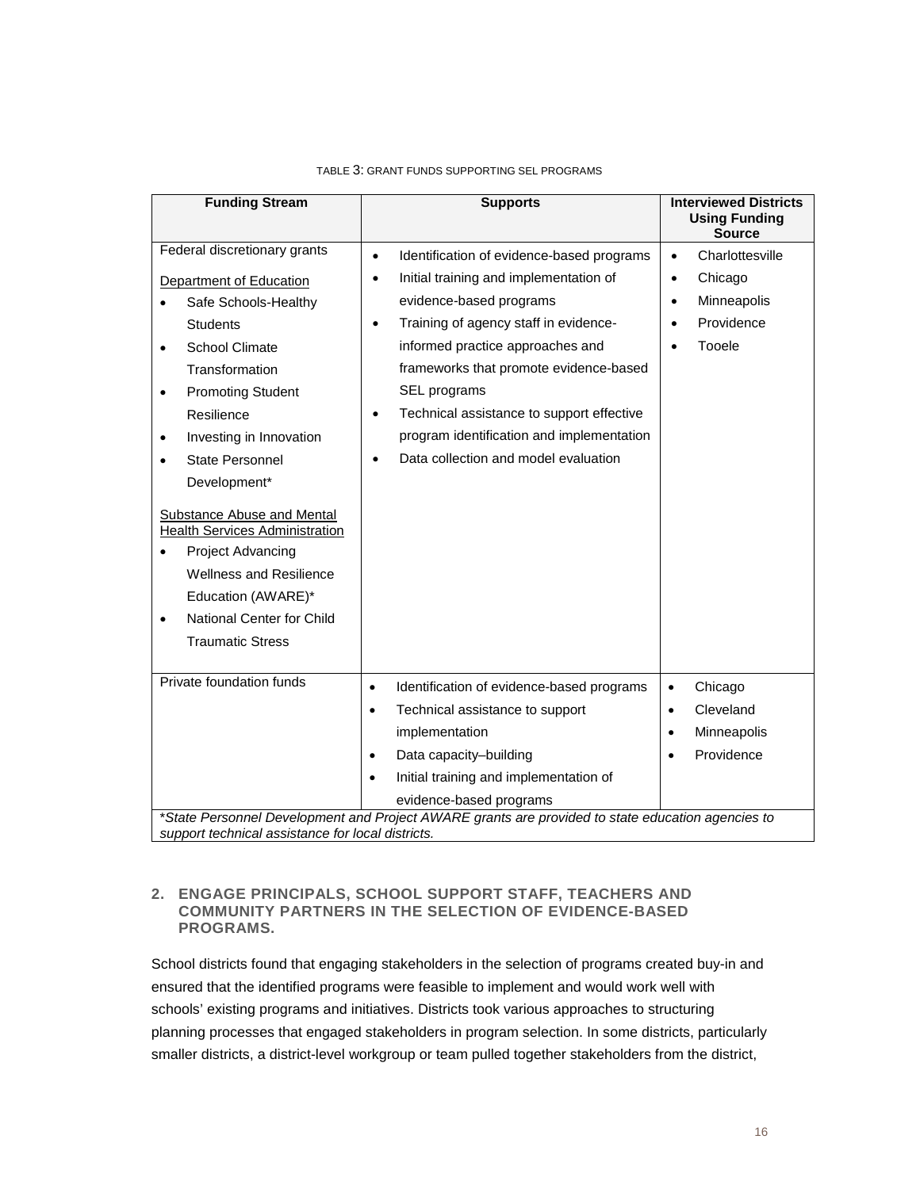TABLE 3: GRANT FUNDS SUPPORTING SEL PROGRAMS

| Funding Stream | Supports | Interviewed Districts Using Funding Source |
|---|---|---|
| Federal discretionary grants<br><br>Department of Education<br>• Safe Schools-Healthy Students<br>• School Climate Transformation<br>• Promoting Student Resilience<br>• Investing in Innovation<br>• State Personnel Development*<br><br>Substance Abuse and Mental Health Services Administration<br>• Project Advancing Wellness and Resilience Education (AWARE)*<br>• National Center for Child Traumatic Stress | • Identification of evidence-based programs<br>• Initial training and implementation of evidence-based programs<br>• Training of agency staff in evidence-informed practice approaches and frameworks that promote evidence-based SEL programs<br>• Technical assistance to support effective program identification and implementation<br>• Data collection and model evaluation | • Charlottesville<br>• Chicago<br>• Minneapolis<br>• Providence<br>• Tooele |
| Private foundation funds | • Identification of evidence-based programs<br>• Technical assistance to support implementation<br>• Data capacity–building<br>• Initial training and implementation of evidence-based programs | • Chicago<br>• Cleveland<br>• Minneapolis<br>• Providence |

*\*State Personnel Development and Project AWARE grants are provided to state education agencies to support technical assistance for local districts.*

### 2. ENGAGE PRINCIPALS, SCHOOL SUPPORT STAFF, TEACHERS AND COMMUNITY PARTNERS IN THE SELECTION OF EVIDENCE-BASED PROGRAMS.

School districts found that engaging stakeholders in the selection of programs created buy-in and ensured that the identified programs were feasible to implement and would work well with schools' existing programs and initiatives. Districts took various approaches to structuring planning processes that engaged stakeholders in program selection. In some districts, particularly smaller districts, a district-level workgroup or team pulled together stakeholders from the district,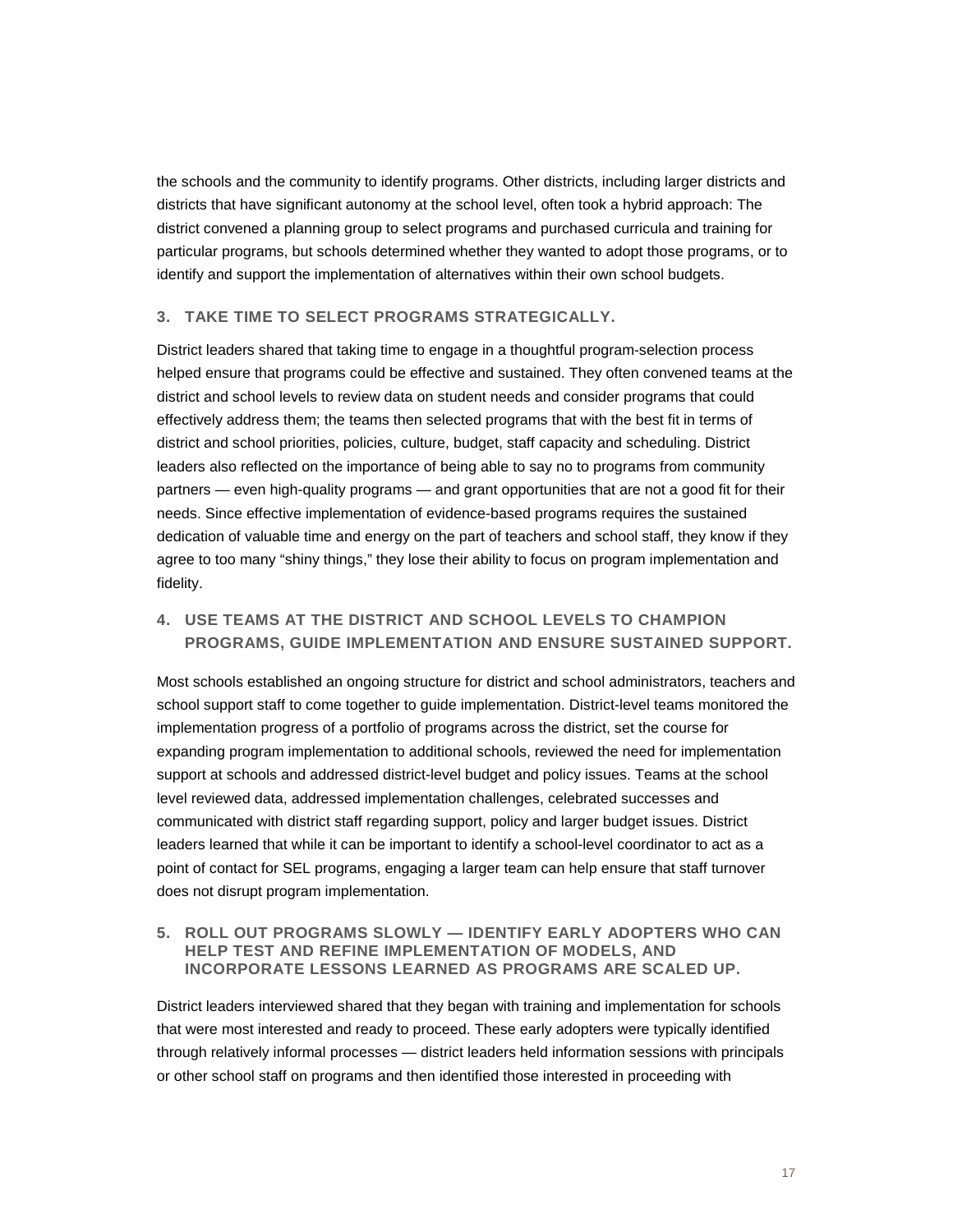the schools and the community to identify programs. Other districts, including larger districts and districts that have significant autonomy at the school level, often took a hybrid approach: The district convened a planning group to select programs and purchased curricula and training for particular programs, but schools determined whether they wanted to adopt those programs, or to identify and support the implementation of alternatives within their own school budgets.

### 3. TAKE TIME TO SELECT PROGRAMS STRATEGICALLY.

District leaders shared that taking time to engage in a thoughtful program-selection process helped ensure that programs could be effective and sustained. They often convened teams at the district and school levels to review data on student needs and consider programs that could effectively address them; the teams then selected programs that with the best fit in terms of district and school priorities, policies, culture, budget, staff capacity and scheduling. District leaders also reflected on the importance of being able to say no to programs from community partners — even high-quality programs — and grant opportunities that are not a good fit for their needs. Since effective implementation of evidence-based programs requires the sustained dedication of valuable time and energy on the part of teachers and school staff, they know if they agree to too many "shiny things," they lose their ability to focus on program implementation and fidelity.

### 4. USE TEAMS AT THE DISTRICT AND SCHOOL LEVELS TO CHAMPION PROGRAMS, GUIDE IMPLEMENTATION AND ENSURE SUSTAINED SUPPORT.

Most schools established an ongoing structure for district and school administrators, teachers and school support staff to come together to guide implementation. District-level teams monitored the implementation progress of a portfolio of programs across the district, set the course for expanding program implementation to additional schools, reviewed the need for implementation support at schools and addressed district-level budget and policy issues. Teams at the school level reviewed data, addressed implementation challenges, celebrated successes and communicated with district staff regarding support, policy and larger budget issues. District leaders learned that while it can be important to identify a school-level coordinator to act as a point of contact for SEL programs, engaging a larger team can help ensure that staff turnover does not disrupt program implementation.

### 5. ROLL OUT PROGRAMS SLOWLY — IDENTIFY EARLY ADOPTERS WHO CAN HELP TEST AND REFINE IMPLEMENTATION OF MODELS, AND INCORPORATE LESSONS LEARNED AS PROGRAMS ARE SCALED UP.

District leaders interviewed shared that they began with training and implementation for schools that were most interested and ready to proceed. These early adopters were typically identified through relatively informal processes — district leaders held information sessions with principals or other school staff on programs and then identified those interested in proceeding with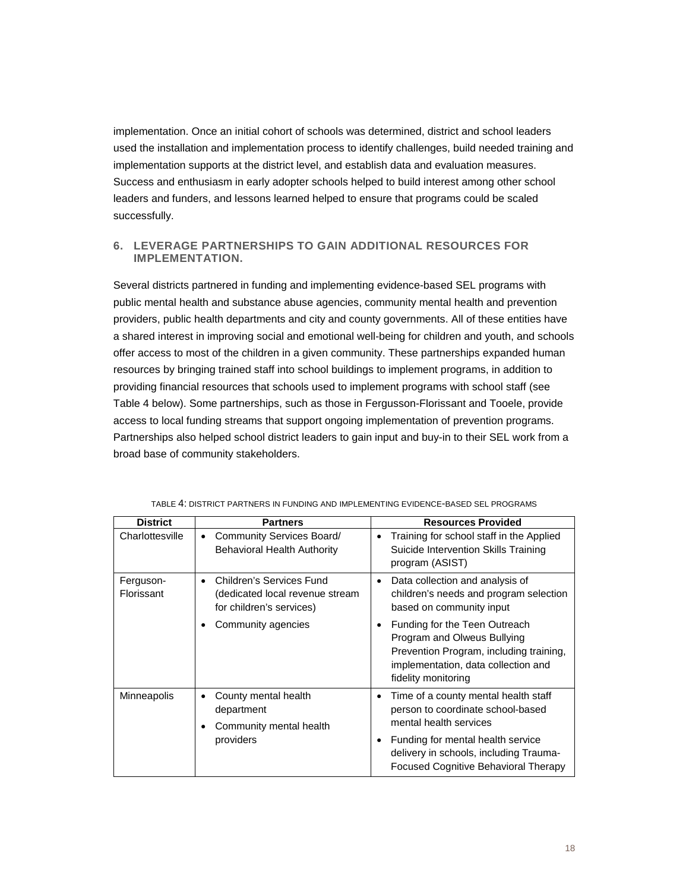implementation. Once an initial cohort of schools was determined, district and school leaders used the installation and implementation process to identify challenges, build needed training and implementation supports at the district level, and establish data and evaluation measures. Success and enthusiasm in early adopter schools helped to build interest among other school leaders and funders, and lessons learned helped to ensure that programs could be scaled successfully.

### 6. LEVERAGE PARTNERSHIPS TO GAIN ADDITIONAL RESOURCES FOR IMPLEMENTATION.

Several districts partnered in funding and implementing evidence-based SEL programs with public mental health and substance abuse agencies, community mental health and prevention providers, public health departments and city and county governments. All of these entities have a shared interest in improving social and emotional well-being for children and youth, and schools offer access to most of the children in a given community. These partnerships expanded human resources by bringing trained staff into school buildings to implement programs, in addition to providing financial resources that schools used to implement programs with school staff (see Table 4 below). Some partnerships, such as those in Fergusson-Florissant and Tooele, provide access to local funding streams that support ongoing implementation of prevention programs. Partnerships also helped school district leaders to gain input and buy-in to their SEL work from a broad base of community stakeholders.

TABLE 4: DISTRICT PARTNERS IN FUNDING AND IMPLEMENTING EVIDENCE-BASED SEL PROGRAMS

| District | Partners | Resources Provided |
|---|---|---|
| Charlottesville | • Community Services Board/ Behavioral Health Authority | • Training for school staff in the Applied Suicide Intervention Skills Training program (ASIST) |
| Ferguson-Florissant | • Children's Services Fund (dedicated local revenue stream for children's services)<br>• Community agencies | • Data collection and analysis of children's needs and program selection based on community input<br>• Funding for the Teen Outreach Program and Olweus Bullying Prevention Program, including training, implementation, data collection and fidelity monitoring |
| Minneapolis | • County mental health department<br>• Community mental health providers | • Time of a county mental health staff person to coordinate school-based mental health services<br>• Funding for mental health service delivery in schools, including Trauma-Focused Cognitive Behavioral Therapy |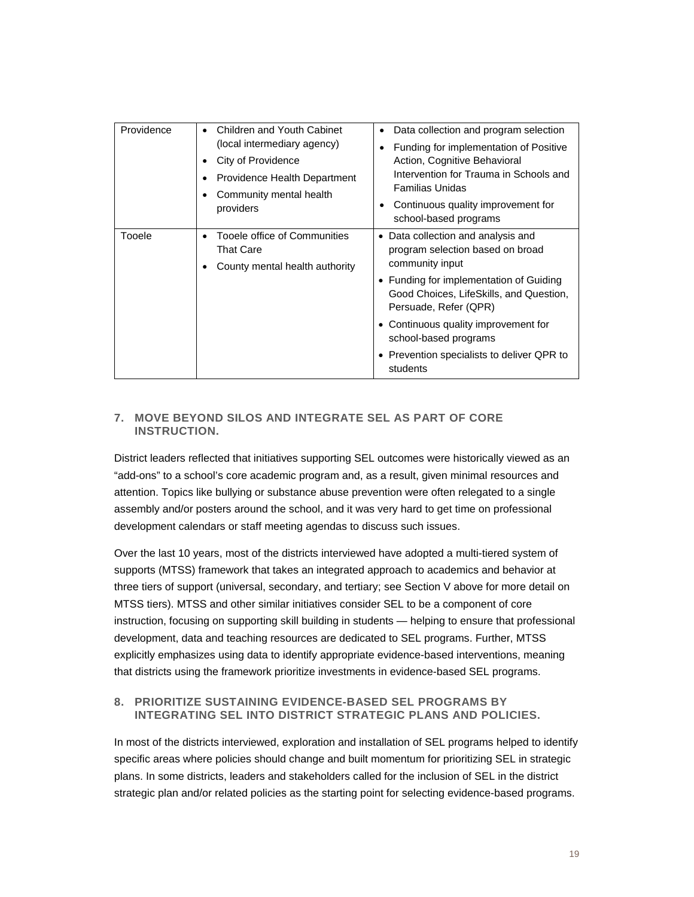| | | |
|---|---|---|
| Providence | • Children and Youth Cabinet (local intermediary agency)<br>• City of Providence<br>• Providence Health Department<br>• Community mental health providers | • Data collection and program selection<br>• Funding for implementation of Positive Action, Cognitive Behavioral Intervention for Trauma in Schools and Familias Unidas<br>• Continuous quality improvement for school-based programs |
| Tooele | • Tooele office of Communities That Care<br>• County mental health authority | • Data collection and analysis and program selection based on broad community input<br>• Funding for implementation of Guiding Good Choices, LifeSkills, and Question, Persuade, Refer (QPR)<br>• Continuous quality improvement for school-based programs<br>• Prevention specialists to deliver QPR to students |

### 7. MOVE BEYOND SILOS AND INTEGRATE SEL AS PART OF CORE INSTRUCTION.

District leaders reflected that initiatives supporting SEL outcomes were historically viewed as an "add-ons" to a school's core academic program and, as a result, given minimal resources and attention. Topics like bullying or substance abuse prevention were often relegated to a single assembly and/or posters around the school, and it was very hard to get time on professional development calendars or staff meeting agendas to discuss such issues.

Over the last 10 years, most of the districts interviewed have adopted a multi-tiered system of supports (MTSS) framework that takes an integrated approach to academics and behavior at three tiers of support (universal, secondary, and tertiary; see Section V above for more detail on MTSS tiers). MTSS and other similar initiatives consider SEL to be a component of core instruction, focusing on supporting skill building in students — helping to ensure that professional development, data and teaching resources are dedicated to SEL programs. Further, MTSS explicitly emphasizes using data to identify appropriate evidence-based interventions, meaning that districts using the framework prioritize investments in evidence-based SEL programs.

### 8. PRIORITIZE SUSTAINING EVIDENCE-BASED SEL PROGRAMS BY INTEGRATING SEL INTO DISTRICT STRATEGIC PLANS AND POLICIES.

In most of the districts interviewed, exploration and installation of SEL programs helped to identify specific areas where policies should change and built momentum for prioritizing SEL in strategic plans. In some districts, leaders and stakeholders called for the inclusion of SEL in the district strategic plan and/or related policies as the starting point for selecting evidence-based programs.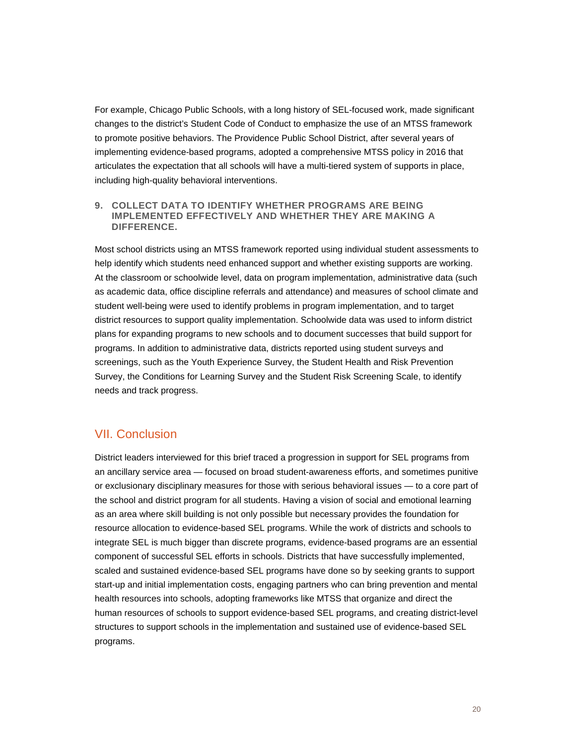For example, Chicago Public Schools, with a long history of SEL-focused work, made significant changes to the district's Student Code of Conduct to emphasize the use of an MTSS framework to promote positive behaviors. The Providence Public School District, after several years of implementing evidence-based programs, adopted a comprehensive MTSS policy in 2016 that articulates the expectation that all schools will have a multi-tiered system of supports in place, including high-quality behavioral interventions.

### 9. COLLECT DATA TO IDENTIFY WHETHER PROGRAMS ARE BEING IMPLEMENTED EFFECTIVELY AND WHETHER THEY ARE MAKING A DIFFERENCE.

Most school districts using an MTSS framework reported using individual student assessments to help identify which students need enhanced support and whether existing supports are working. At the classroom or schoolwide level, data on program implementation, administrative data (such as academic data, office discipline referrals and attendance) and measures of school climate and student well-being were used to identify problems in program implementation, and to target district resources to support quality implementation. Schoolwide data was used to inform district plans for expanding programs to new schools and to document successes that build support for programs. In addition to administrative data, districts reported using student surveys and screenings, such as the Youth Experience Survey, the Student Health and Risk Prevention Survey, the Conditions for Learning Survey and the Student Risk Screening Scale, to identify needs and track progress.

## VII. Conclusion

District leaders interviewed for this brief traced a progression in support for SEL programs from an ancillary service area — focused on broad student-awareness efforts, and sometimes punitive or exclusionary disciplinary measures for those with serious behavioral issues — to a core part of the school and district program for all students. Having a vision of social and emotional learning as an area where skill building is not only possible but necessary provides the foundation for resource allocation to evidence-based SEL programs. While the work of districts and schools to integrate SEL is much bigger than discrete programs, evidence-based programs are an essential component of successful SEL efforts in schools. Districts that have successfully implemented, scaled and sustained evidence-based SEL programs have done so by seeking grants to support start-up and initial implementation costs, engaging partners who can bring prevention and mental health resources into schools, adopting frameworks like MTSS that organize and direct the human resources of schools to support evidence-based SEL programs, and creating district-level structures to support schools in the implementation and sustained use of evidence-based SEL programs.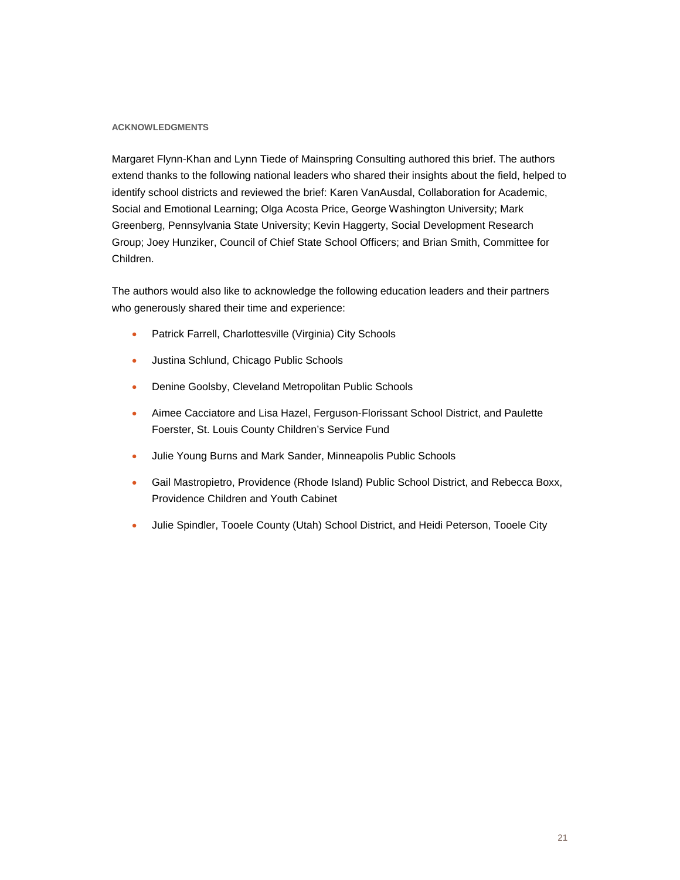## ACKNOWLEDGMENTS

Margaret Flynn-Khan and Lynn Tiede of Mainspring Consulting authored this brief. The authors extend thanks to the following national leaders who shared their insights about the field, helped to identify school districts and reviewed the brief: Karen VanAusdal, Collaboration for Academic, Social and Emotional Learning; Olga Acosta Price, George Washington University; Mark Greenberg, Pennsylvania State University; Kevin Haggerty, Social Development Research Group; Joey Hunziker, Council of Chief State School Officers; and Brian Smith, Committee for Children.

The authors would also like to acknowledge the following education leaders and their partners who generously shared their time and experience:

- Patrick Farrell, Charlottesville (Virginia) City Schools
- Justina Schlund, Chicago Public Schools
- Denine Goolsby, Cleveland Metropolitan Public Schools
- Aimee Cacciatore and Lisa Hazel, Ferguson-Florissant School District, and Paulette Foerster, St. Louis County Children's Service Fund
- Julie Young Burns and Mark Sander, Minneapolis Public Schools
- Gail Mastropietro, Providence (Rhode Island) Public School District, and Rebecca Boxx, Providence Children and Youth Cabinet
- Julie Spindler, Tooele County (Utah) School District, and Heidi Peterson, Tooele City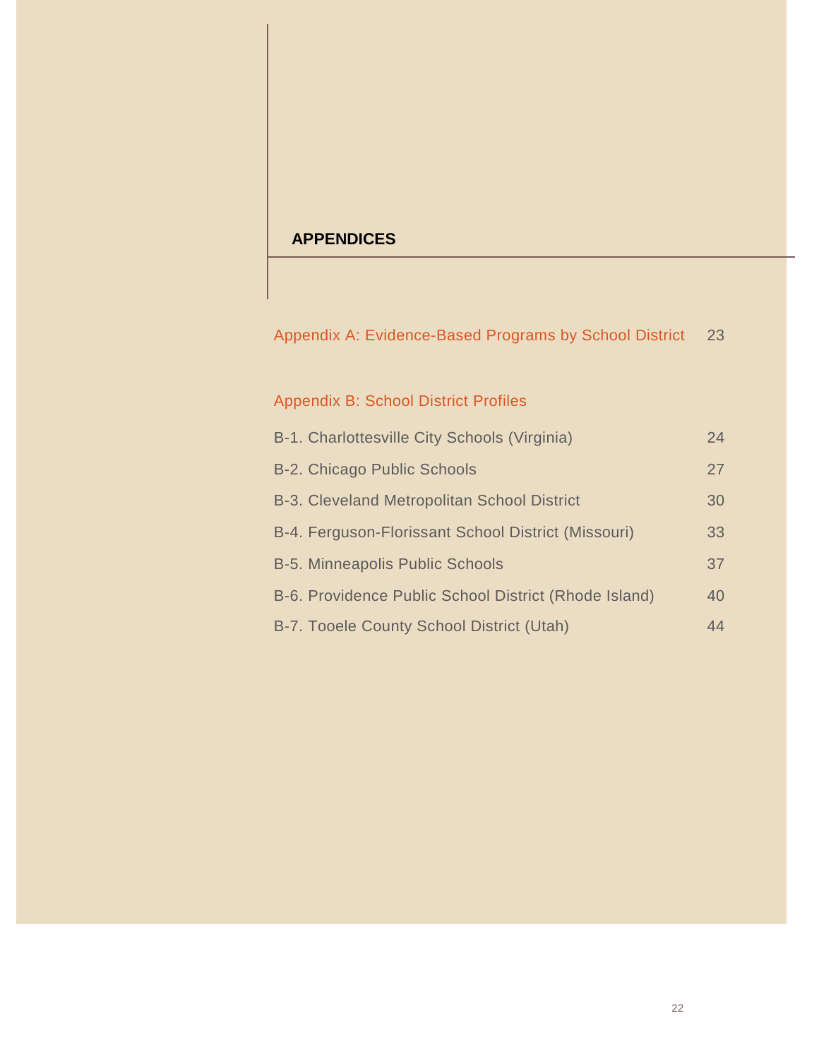# APPENDICES

Appendix A: Evidence-Based Programs by School District 23

Appendix B: School District Profiles

B-1. Charlottesville City Schools (Virginia) 24

B-2. Chicago Public Schools 27

B-3. Cleveland Metropolitan School District 30

B-4. Ferguson-Florissant School District (Missouri) 33

B-5. Minneapolis Public Schools 37

B-6. Providence Public School District (Rhode Island) 40

B-7. Tooele County School District (Utah) 44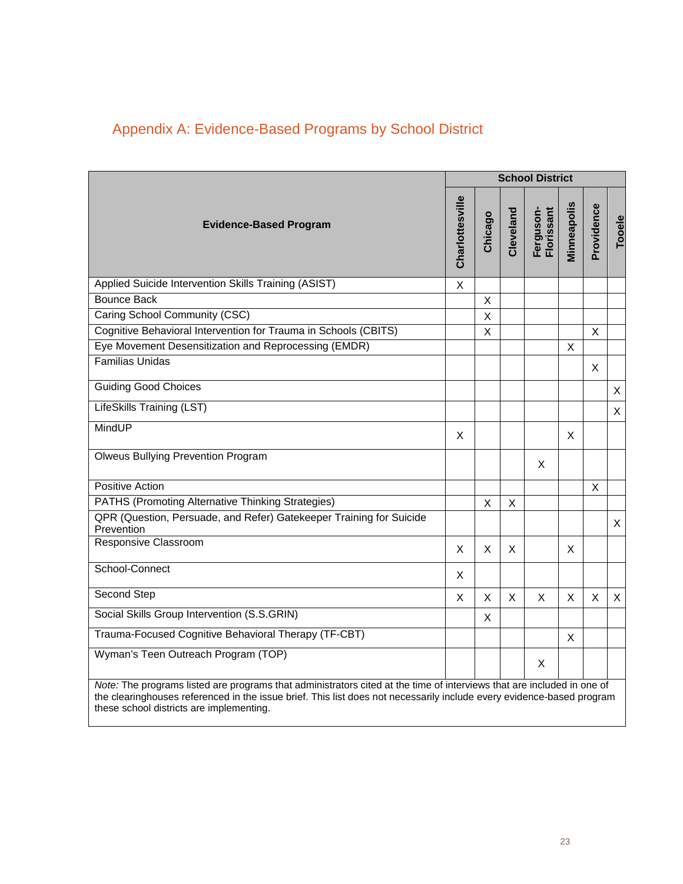## Appendix A: Evidence-Based Programs by School District

| Evidence-Based Program | School District | | | | | | |
|---|---|---|---|---|---|---|---|
| | Charlottesville | Chicago | Cleveland | Ferguson-Florissant | Minneapolis | Providence | Tooele |
| Applied Suicide Intervention Skills Training (ASIST) | X | | | | | | |
| Bounce Back | | X | | | | | |
| Caring School Community (CSC) | | X | | | | | |
| Cognitive Behavioral Intervention for Trauma in Schools (CBITS) | | X | | | | X | |
| Eye Movement Desensitization and Reprocessing (EMDR) | | | | | X | | |
| Familias Unidas | | | | | | X | |
| Guiding Good Choices | | | | | | | X |
| LifeSkills Training (LST) | | | | | | | X |
| MindUP | X | | | | X | | |
| Olweus Bullying Prevention Program | | | | X | | | |
| Positive Action | | | | | | X | |
| PATHS (Promoting Alternative Thinking Strategies) | | X | X | | | | |
| QPR (Question, Persuade, and Refer) Gatekeeper Training for Suicide Prevention | | | | | | | X |
| Responsive Classroom | X | X | X | | X | | |
| School-Connect | X | | | | | | |
| Second Step | X | X | X | X | X | X | X |
| Social Skills Group Intervention (S.S.GRIN) | | X | | | | | |
| Trauma-Focused Cognitive Behavioral Therapy (TF-CBT) | | | | | X | | |
| Wyman's Teen Outreach Program (TOP) | | | | X | | | |

*Note:* The programs listed are programs that administrators cited at the time of interviews that are included in one of the clearinghouses referenced in the issue brief. This list does not necessarily include every evidence-based program these school districts are implementing.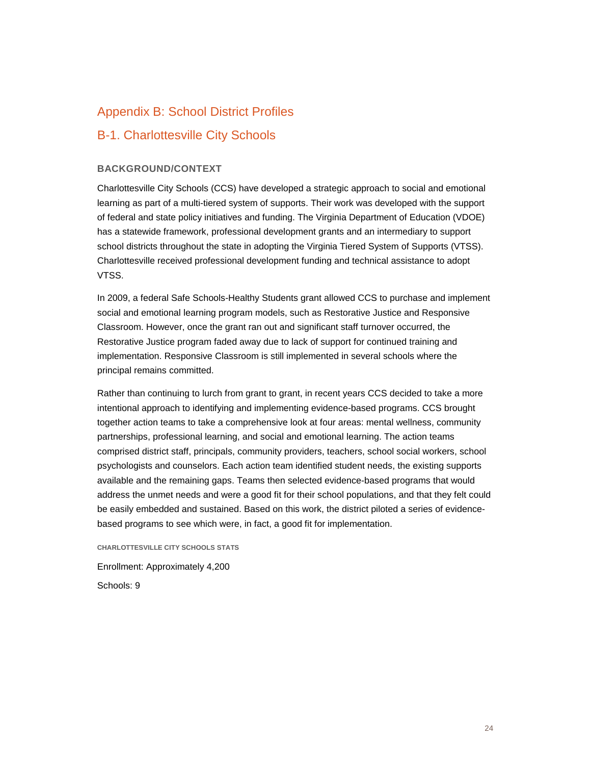# Appendix B: School District Profiles

## B-1. Charlottesville City Schools

### BACKGROUND/CONTEXT

Charlottesville City Schools (CCS) have developed a strategic approach to social and emotional learning as part of a multi-tiered system of supports. Their work was developed with the support of federal and state policy initiatives and funding. The Virginia Department of Education (VDOE) has a statewide framework, professional development grants and an intermediary to support school districts throughout the state in adopting the Virginia Tiered System of Supports (VTSS). Charlottesville received professional development funding and technical assistance to adopt VTSS.

In 2009, a federal Safe Schools-Healthy Students grant allowed CCS to purchase and implement social and emotional learning program models, such as Restorative Justice and Responsive Classroom. However, once the grant ran out and significant staff turnover occurred, the Restorative Justice program faded away due to lack of support for continued training and implementation. Responsive Classroom is still implemented in several schools where the principal remains committed.

Rather than continuing to lurch from grant to grant, in recent years CCS decided to take a more intentional approach to identifying and implementing evidence-based programs. CCS brought together action teams to take a comprehensive look at four areas: mental wellness, community partnerships, professional learning, and social and emotional learning. The action teams comprised district staff, principals, community providers, teachers, school social workers, school psychologists and counselors. Each action team identified student needs, the existing supports available and the remaining gaps. Teams then selected evidence-based programs that would address the unmet needs and were a good fit for their school populations, and that they felt could be easily embedded and sustained. Based on this work, the district piloted a series of evidence-based programs to see which were, in fact, a good fit for implementation.

#### CHARLOTTESVILLE CITY SCHOOLS STATS

Enrollment: Approximately 4,200

Schools: 9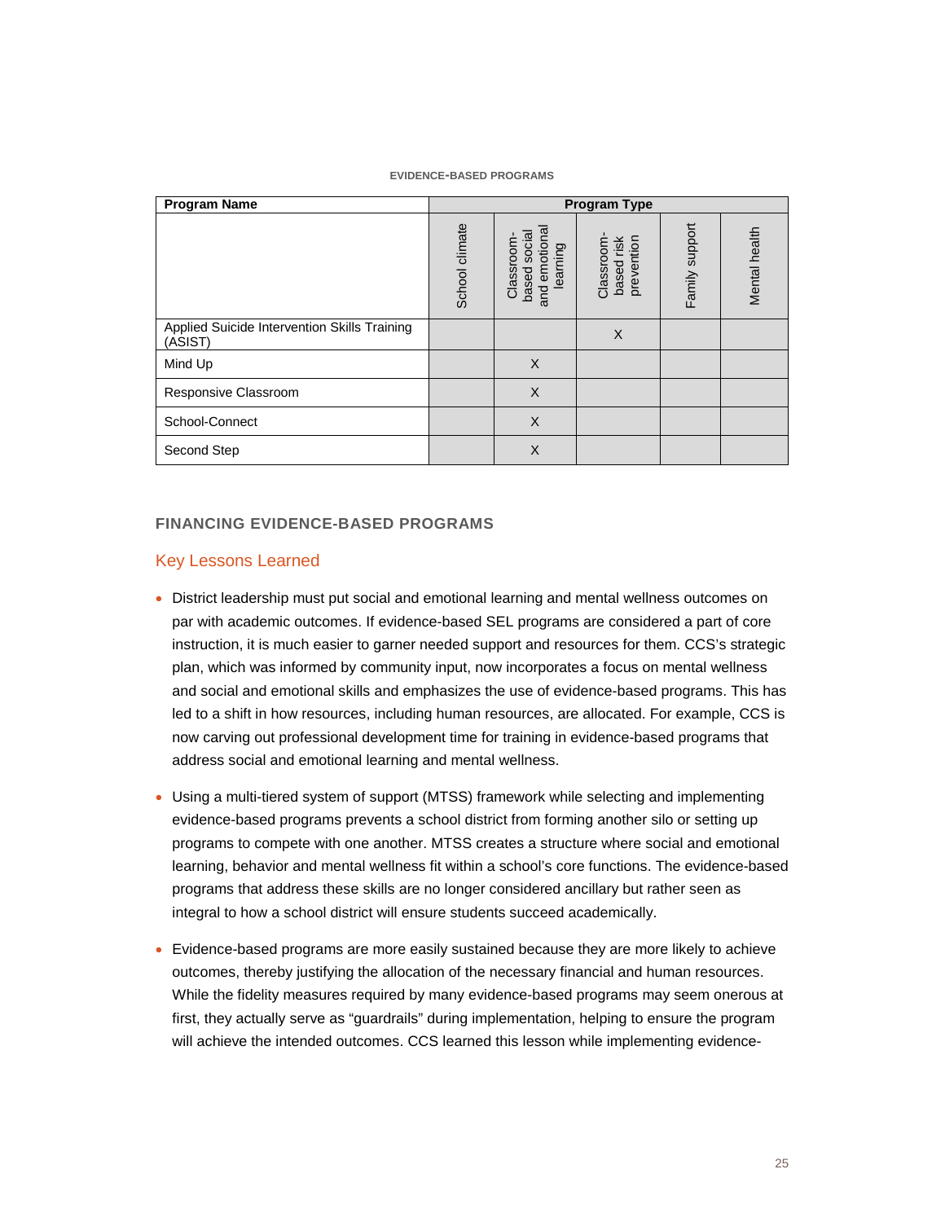EVIDENCE-BASED PROGRAMS

| Program Name | Program Type | | | | |
|---|---|---|---|---|---|
| | School climate | Classroom-based social and emotional learning | Classroom-based risk prevention | Family support | Mental health |
| Applied Suicide Intervention Skills Training (ASIST) | | | X | | |
| Mind Up | | X | | | |
| Responsive Classroom | | X | | | |
| School-Connect | | X | | | |
| Second Step | | X | | | |

## FINANCING EVIDENCE-BASED PROGRAMS

### Key Lessons Learned

- District leadership must put social and emotional learning and mental wellness outcomes on par with academic outcomes. If evidence-based SEL programs are considered a part of core instruction, it is much easier to garner needed support and resources for them. CCS's strategic plan, which was informed by community input, now incorporates a focus on mental wellness and social and emotional skills and emphasizes the use of evidence-based programs. This has led to a shift in how resources, including human resources, are allocated. For example, CCS is now carving out professional development time for training in evidence-based programs that address social and emotional learning and mental wellness.
- Using a multi-tiered system of support (MTSS) framework while selecting and implementing evidence-based programs prevents a school district from forming another silo or setting up programs to compete with one another. MTSS creates a structure where social and emotional learning, behavior and mental wellness fit within a school's core functions. The evidence-based programs that address these skills are no longer considered ancillary but rather seen as integral to how a school district will ensure students succeed academically.
- Evidence-based programs are more easily sustained because they are more likely to achieve outcomes, thereby justifying the allocation of the necessary financial and human resources. While the fidelity measures required by many evidence-based programs may seem onerous at first, they actually serve as "guardrails" during implementation, helping to ensure the program will achieve the intended outcomes. CCS learned this lesson while implementing evidence-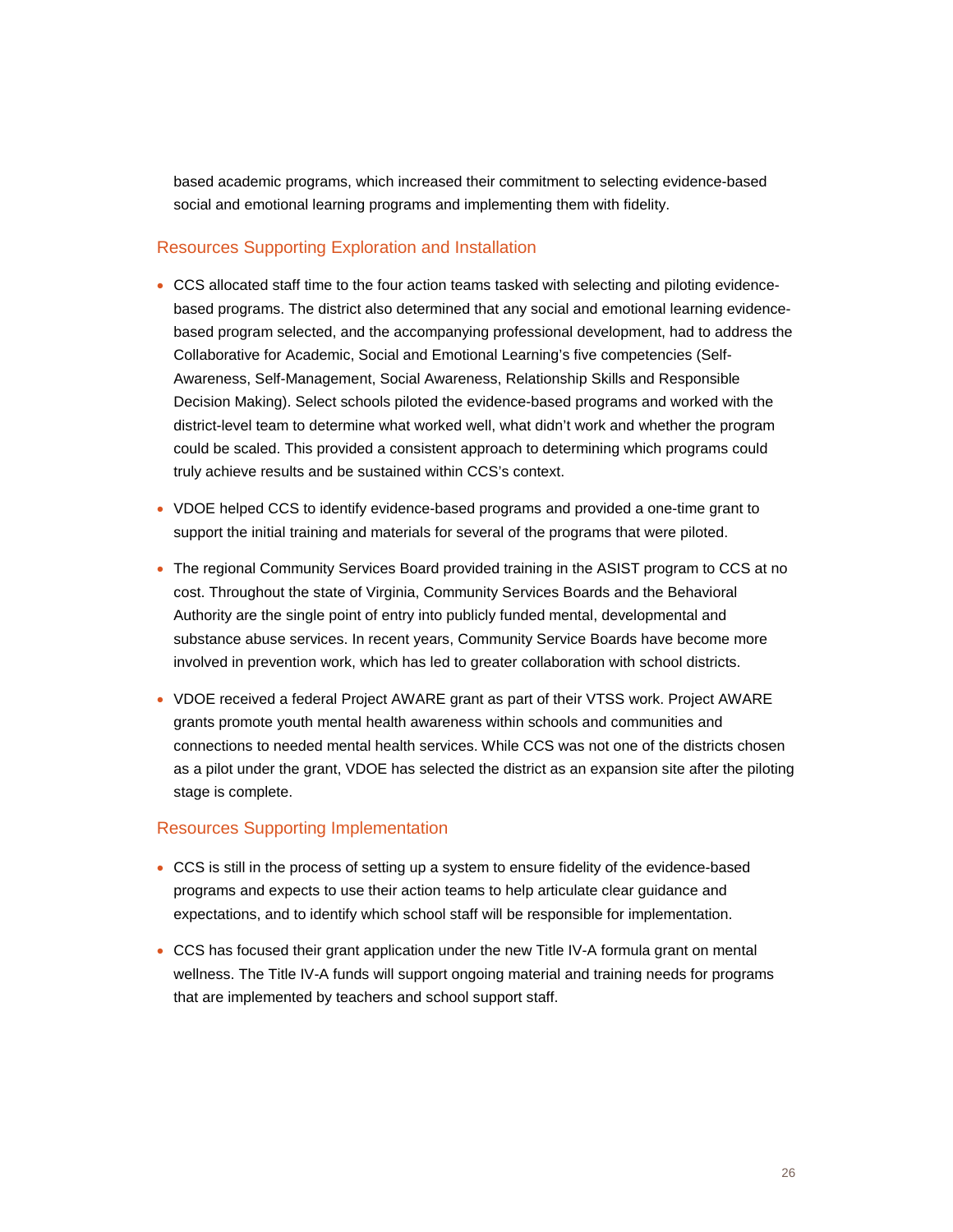based academic programs, which increased their commitment to selecting evidence-based social and emotional learning programs and implementing them with fidelity.

## Resources Supporting Exploration and Installation

- CCS allocated staff time to the four action teams tasked with selecting and piloting evidence-based programs. The district also determined that any social and emotional learning evidence-based program selected, and the accompanying professional development, had to address the Collaborative for Academic, Social and Emotional Learning's five competencies (Self-Awareness, Self-Management, Social Awareness, Relationship Skills and Responsible Decision Making). Select schools piloted the evidence-based programs and worked with the district-level team to determine what worked well, what didn't work and whether the program could be scaled. This provided a consistent approach to determining which programs could truly achieve results and be sustained within CCS's context.
- VDOE helped CCS to identify evidence-based programs and provided a one-time grant to support the initial training and materials for several of the programs that were piloted.
- The regional Community Services Board provided training in the ASIST program to CCS at no cost. Throughout the state of Virginia, Community Services Boards and the Behavioral Authority are the single point of entry into publicly funded mental, developmental and substance abuse services. In recent years, Community Service Boards have become more involved in prevention work, which has led to greater collaboration with school districts.
- VDOE received a federal Project AWARE grant as part of their VTSS work. Project AWARE grants promote youth mental health awareness within schools and communities and connections to needed mental health services. While CCS was not one of the districts chosen as a pilot under the grant, VDOE has selected the district as an expansion site after the piloting stage is complete.

## Resources Supporting Implementation

- CCS is still in the process of setting up a system to ensure fidelity of the evidence-based programs and expects to use their action teams to help articulate clear guidance and expectations, and to identify which school staff will be responsible for implementation.
- CCS has focused their grant application under the new Title IV-A formula grant on mental wellness. The Title IV-A funds will support ongoing material and training needs for programs that are implemented by teachers and school support staff.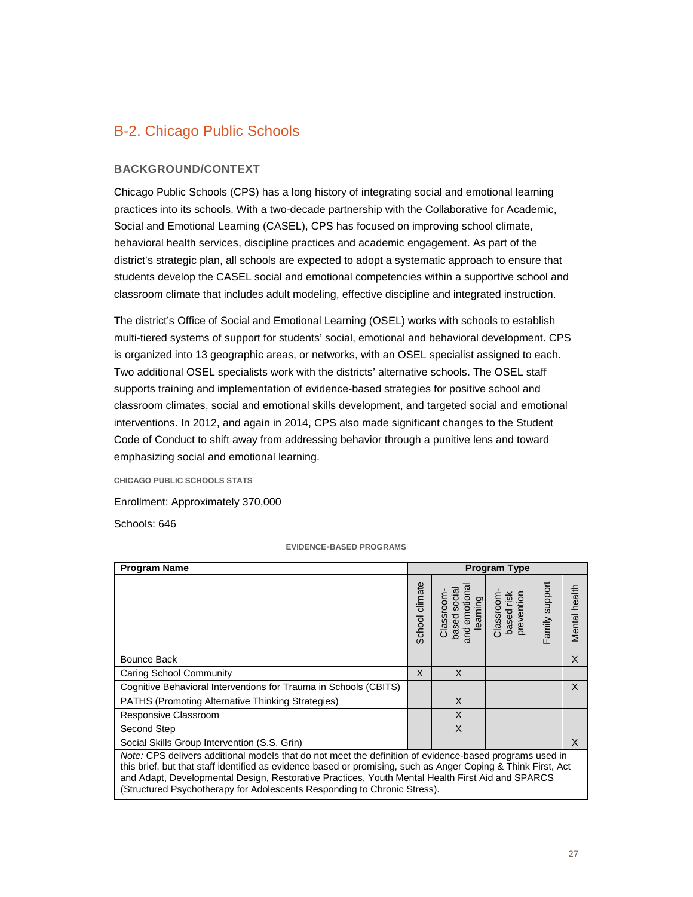## B-2. Chicago Public Schools

### BACKGROUND/CONTEXT

Chicago Public Schools (CPS) has a long history of integrating social and emotional learning practices into its schools. With a two-decade partnership with the Collaborative for Academic, Social and Emotional Learning (CASEL), CPS has focused on improving school climate, behavioral health services, discipline practices and academic engagement. As part of the district's strategic plan, all schools are expected to adopt a systematic approach to ensure that students develop the CASEL social and emotional competencies within a supportive school and classroom climate that includes adult modeling, effective discipline and integrated instruction.

The district's Office of Social and Emotional Learning (OSEL) works with schools to establish multi-tiered systems of support for students' social, emotional and behavioral development. CPS is organized into 13 geographic areas, or networks, with an OSEL specialist assigned to each. Two additional OSEL specialists work with the districts' alternative schools. The OSEL staff supports training and implementation of evidence-based strategies for positive school and classroom climates, social and emotional skills development, and targeted social and emotional interventions. In 2012, and again in 2014, CPS also made significant changes to the Student Code of Conduct to shift away from addressing behavior through a punitive lens and toward emphasizing social and emotional learning.

#### CHICAGO PUBLIC SCHOOLS STATS

Enrollment: Approximately 370,000

Schools: 646

#### EVIDENCE-BASED PROGRAMS

| Program Name | Program Type | | | | |
|---|---|---|---|---|---|
| | School climate | Classroom-based social and emotional learning | Classroom-based risk prevention | Family support | Mental health |
| Bounce Back | | | | | X |
| Caring School Community | X | X | | | |
| Cognitive Behavioral Interventions for Trauma in Schools (CBITS) | | | | | X |
| PATHS (Promoting Alternative Thinking Strategies) | | X | | | |
| Responsive Classroom | | X | | | |
| Second Step | | X | | | |
| Social Skills Group Intervention (S.S. Grin) | | | | | X |

*Note:* CPS delivers additional models that do not meet the definition of evidence-based programs used in this brief, but that staff identified as evidence based or promising, such as Anger Coping & Think First, Act and Adapt, Developmental Design, Restorative Practices, Youth Mental Health First Aid and SPARCS (Structured Psychotherapy for Adolescents Responding to Chronic Stress).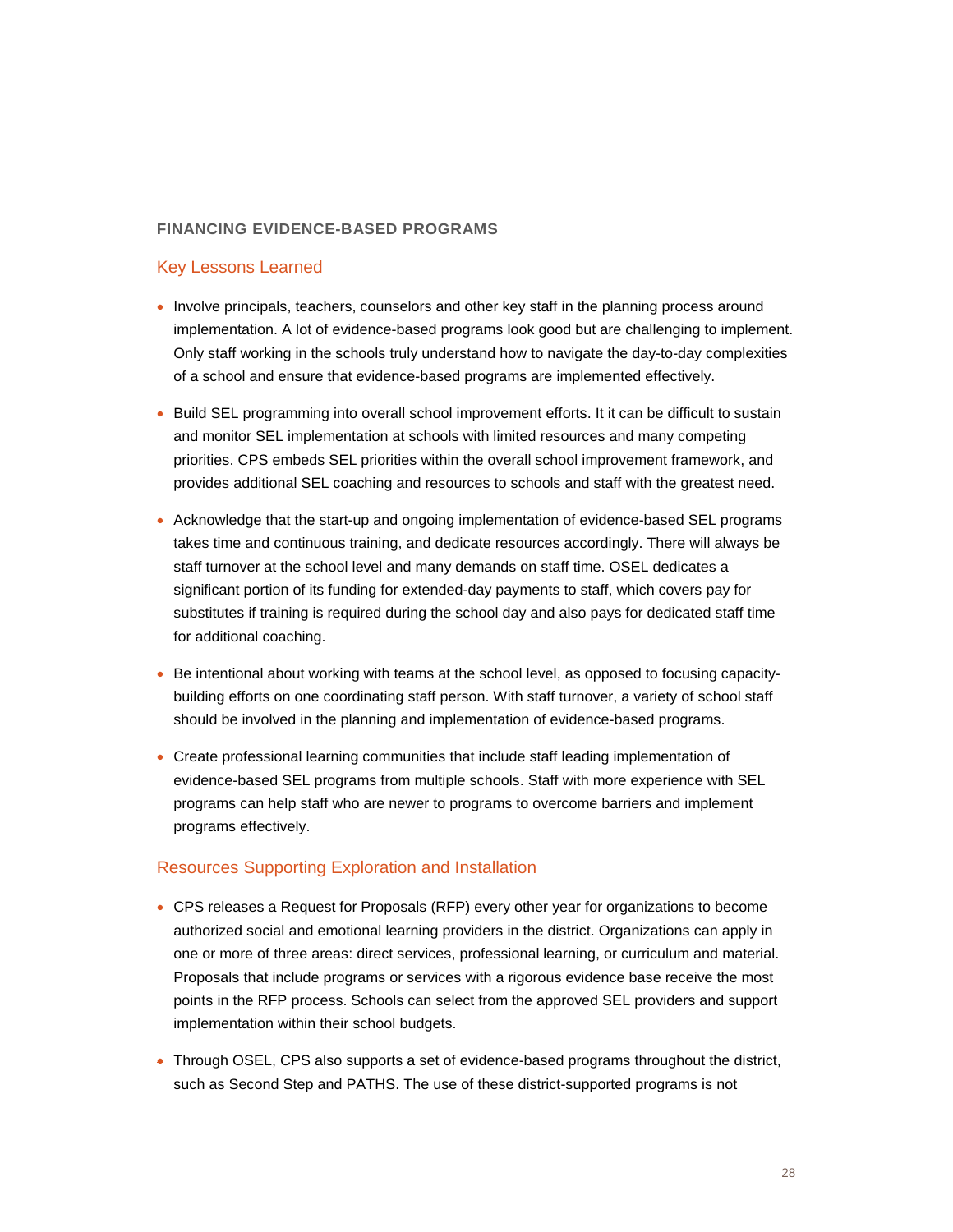## FINANCING EVIDENCE-BASED PROGRAMS

### Key Lessons Learned

- Involve principals, teachers, counselors and other key staff in the planning process around implementation. A lot of evidence-based programs look good but are challenging to implement. Only staff working in the schools truly understand how to navigate the day-to-day complexities of a school and ensure that evidence-based programs are implemented effectively.
- Build SEL programming into overall school improvement efforts. It it can be difficult to sustain and monitor SEL implementation at schools with limited resources and many competing priorities. CPS embeds SEL priorities within the overall school improvement framework, and provides additional SEL coaching and resources to schools and staff with the greatest need.
- Acknowledge that the start-up and ongoing implementation of evidence-based SEL programs takes time and continuous training, and dedicate resources accordingly. There will always be staff turnover at the school level and many demands on staff time. OSEL dedicates a significant portion of its funding for extended-day payments to staff, which covers pay for substitutes if training is required during the school day and also pays for dedicated staff time for additional coaching.
- Be intentional about working with teams at the school level, as opposed to focusing capacity-building efforts on one coordinating staff person. With staff turnover, a variety of school staff should be involved in the planning and implementation of evidence-based programs.
- Create professional learning communities that include staff leading implementation of evidence-based SEL programs from multiple schools. Staff with more experience with SEL programs can help staff who are newer to programs to overcome barriers and implement programs effectively.

### Resources Supporting Exploration and Installation

- CPS releases a Request for Proposals (RFP) every other year for organizations to become authorized social and emotional learning providers in the district. Organizations can apply in one or more of three areas: direct services, professional learning, or curriculum and material. Proposals that include programs or services with a rigorous evidence base receive the most points in the RFP process. Schools can select from the approved SEL providers and support implementation within their school budgets.
- Through OSEL, CPS also supports a set of evidence-based programs throughout the district, such as Second Step and PATHS. The use of these district-supported programs is not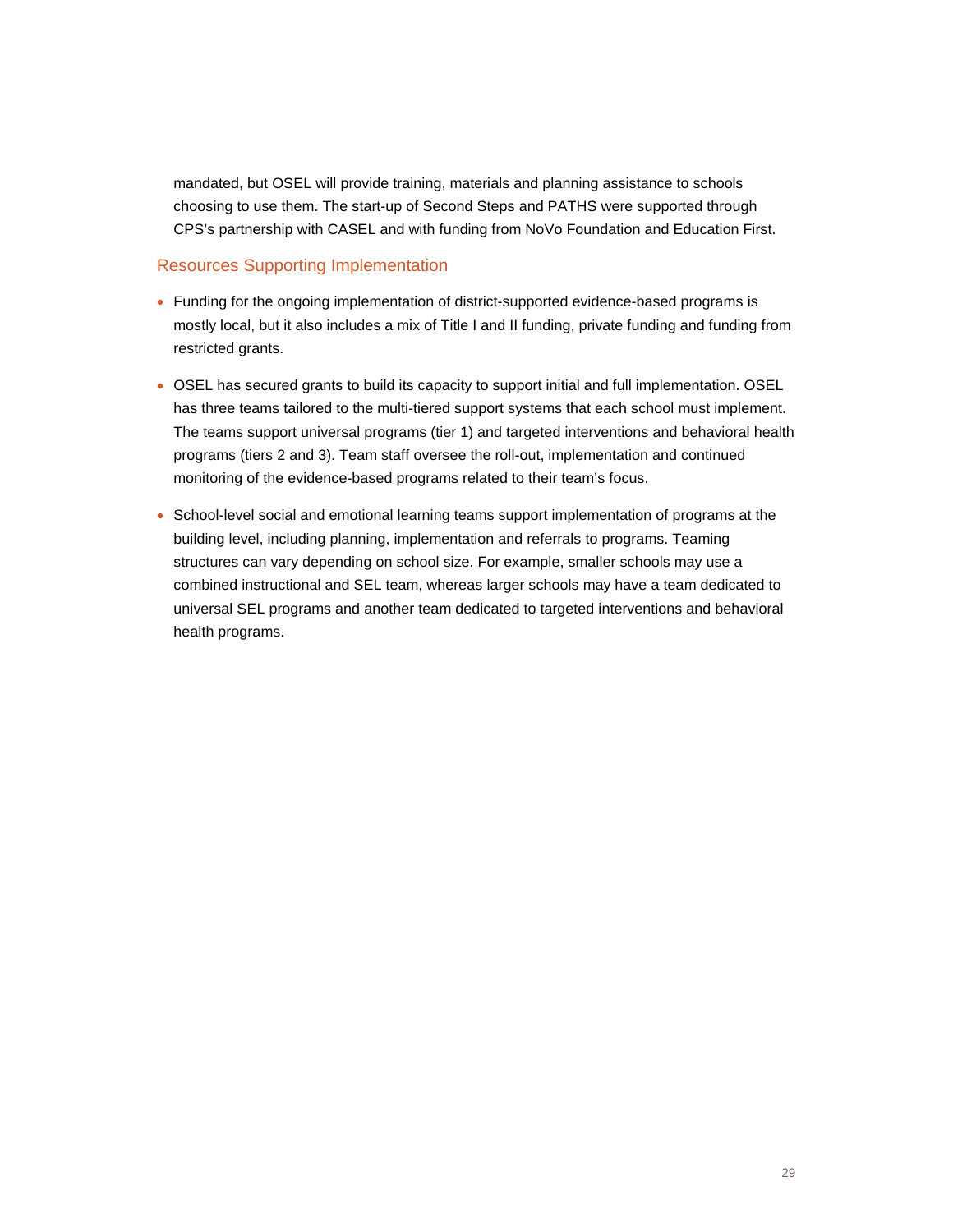mandated, but OSEL will provide training, materials and planning assistance to schools choosing to use them. The start-up of Second Steps and PATHS were supported through CPS's partnership with CASEL and with funding from NoVo Foundation and Education First.

### Resources Supporting Implementation

- Funding for the ongoing implementation of district-supported evidence-based programs is mostly local, but it also includes a mix of Title I and II funding, private funding and funding from restricted grants.
- OSEL has secured grants to build its capacity to support initial and full implementation. OSEL has three teams tailored to the multi-tiered support systems that each school must implement. The teams support universal programs (tier 1) and targeted interventions and behavioral health programs (tiers 2 and 3). Team staff oversee the roll-out, implementation and continued monitoring of the evidence-based programs related to their team's focus.
- School-level social and emotional learning teams support implementation of programs at the building level, including planning, implementation and referrals to programs. Teaming structures can vary depending on school size. For example, smaller schools may use a combined instructional and SEL team, whereas larger schools may have a team dedicated to universal SEL programs and another team dedicated to targeted interventions and behavioral health programs.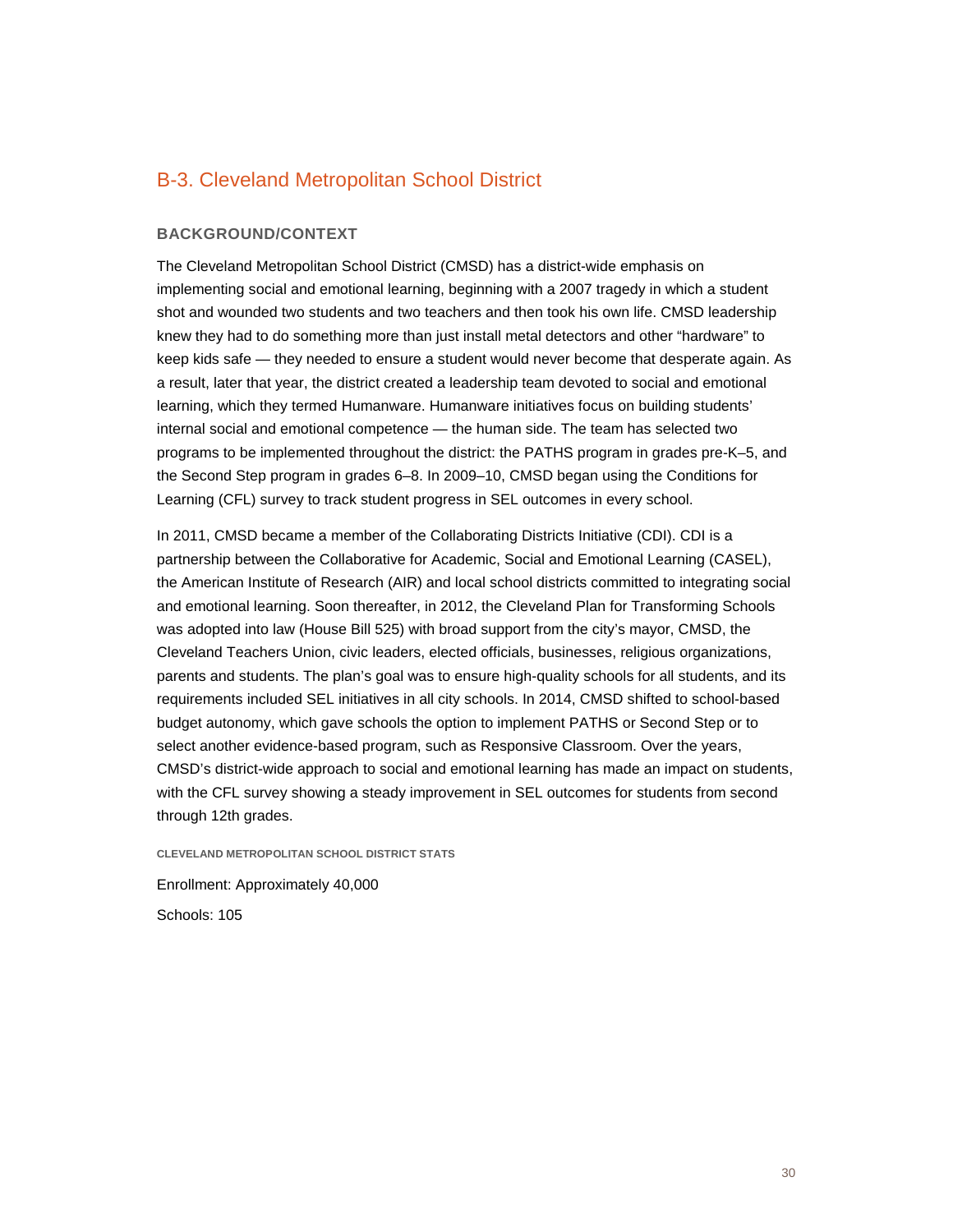## B-3. Cleveland Metropolitan School District

### BACKGROUND/CONTEXT

The Cleveland Metropolitan School District (CMSD) has a district-wide emphasis on implementing social and emotional learning, beginning with a 2007 tragedy in which a student shot and wounded two students and two teachers and then took his own life. CMSD leadership knew they had to do something more than just install metal detectors and other "hardware" to keep kids safe — they needed to ensure a student would never become that desperate again. As a result, later that year, the district created a leadership team devoted to social and emotional learning, which they termed Humanware. Humanware initiatives focus on building students' internal social and emotional competence — the human side. The team has selected two programs to be implemented throughout the district: the PATHS program in grades pre-K–5, and the Second Step program in grades 6–8. In 2009–10, CMSD began using the Conditions for Learning (CFL) survey to track student progress in SEL outcomes in every school.

In 2011, CMSD became a member of the Collaborating Districts Initiative (CDI). CDI is a partnership between the Collaborative for Academic, Social and Emotional Learning (CASEL), the American Institute of Research (AIR) and local school districts committed to integrating social and emotional learning. Soon thereafter, in 2012, the Cleveland Plan for Transforming Schools was adopted into law (House Bill 525) with broad support from the city's mayor, CMSD, the Cleveland Teachers Union, civic leaders, elected officials, businesses, religious organizations, parents and students. The plan's goal was to ensure high-quality schools for all students, and its requirements included SEL initiatives in all city schools. In 2014, CMSD shifted to school-based budget autonomy, which gave schools the option to implement PATHS or Second Step or to select another evidence-based program, such as Responsive Classroom. Over the years, CMSD's district-wide approach to social and emotional learning has made an impact on students, with the CFL survey showing a steady improvement in SEL outcomes for students from second through 12th grades.

#### CLEVELAND METROPOLITAN SCHOOL DISTRICT STATS

Enrollment: Approximately 40,000

Schools: 105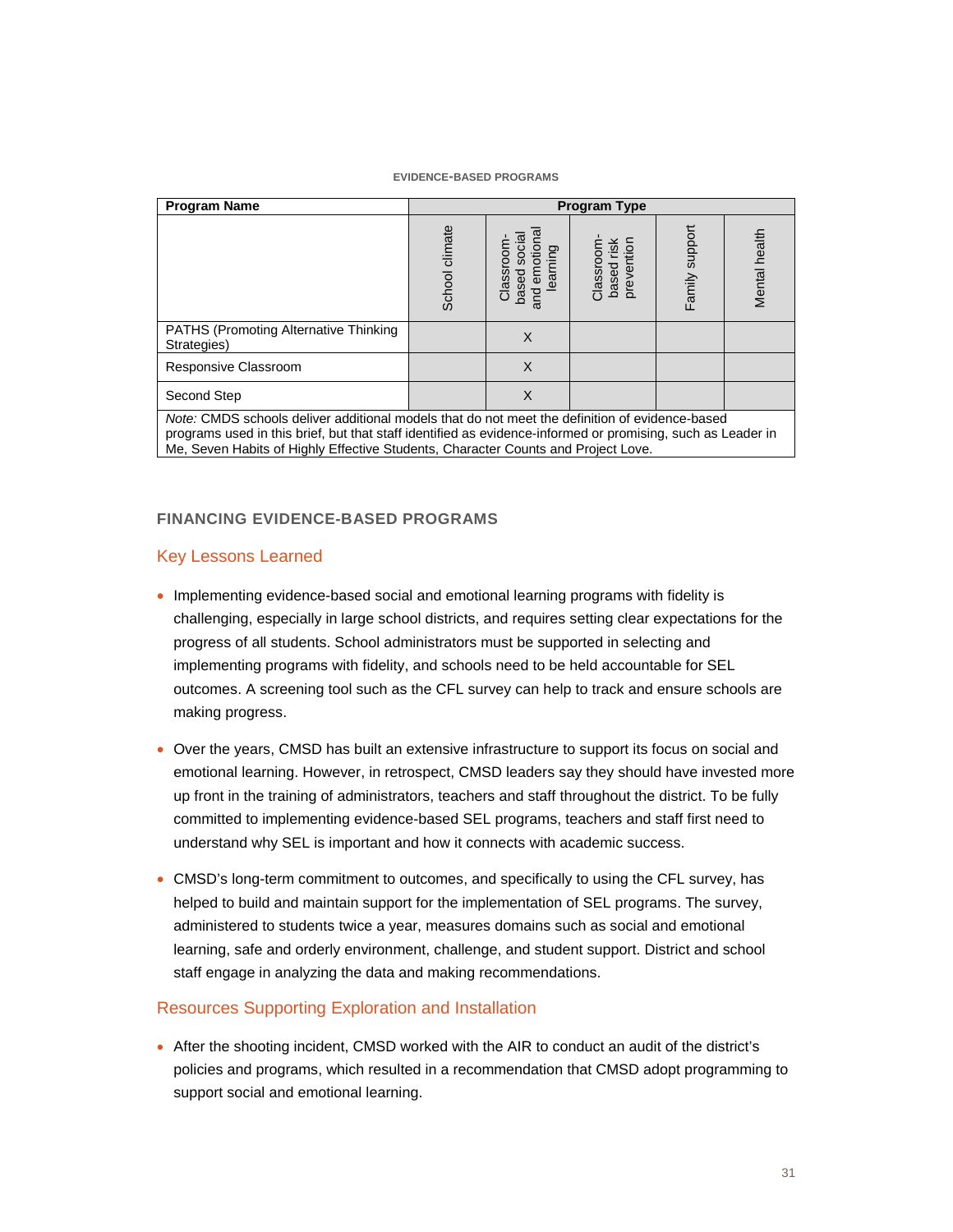**EVIDENCE-BASED PROGRAMS**

| Program Name | Program Type | | | | |
|---|---|---|---|---|---|
| | School climate | Classroom-based social and emotional learning | Classroom-based risk prevention | Family support | Mental health |
| PATHS (Promoting Alternative Thinking Strategies) | | X | | | |
| Responsive Classroom | | X | | | |
| Second Step | | X | | | |
| *Note:* CMDS schools deliver additional models that do not meet the definition of evidence-based programs used in this brief, but that staff identified as evidence-informed or promising, such as Leader in Me, Seven Habits of Highly Effective Students, Character Counts and Project Love. | | | | | |

## FINANCING EVIDENCE-BASED PROGRAMS

### Key Lessons Learned

- Implementing evidence-based social and emotional learning programs with fidelity is challenging, especially in large school districts, and requires setting clear expectations for the progress of all students. School administrators must be supported in selecting and implementing programs with fidelity, and schools need to be held accountable for SEL outcomes. A screening tool such as the CFL survey can help to track and ensure schools are making progress.
- Over the years, CMSD has built an extensive infrastructure to support its focus on social and emotional learning. However, in retrospect, CMSD leaders say they should have invested more up front in the training of administrators, teachers and staff throughout the district. To be fully committed to implementing evidence-based SEL programs, teachers and staff first need to understand why SEL is important and how it connects with academic success.
- CMSD's long-term commitment to outcomes, and specifically to using the CFL survey, has helped to build and maintain support for the implementation of SEL programs. The survey, administered to students twice a year, measures domains such as social and emotional learning, safe and orderly environment, challenge, and student support. District and school staff engage in analyzing the data and making recommendations.

### Resources Supporting Exploration and Installation

- After the shooting incident, CMSD worked with the AIR to conduct an audit of the district's policies and programs, which resulted in a recommendation that CMSD adopt programming to support social and emotional learning.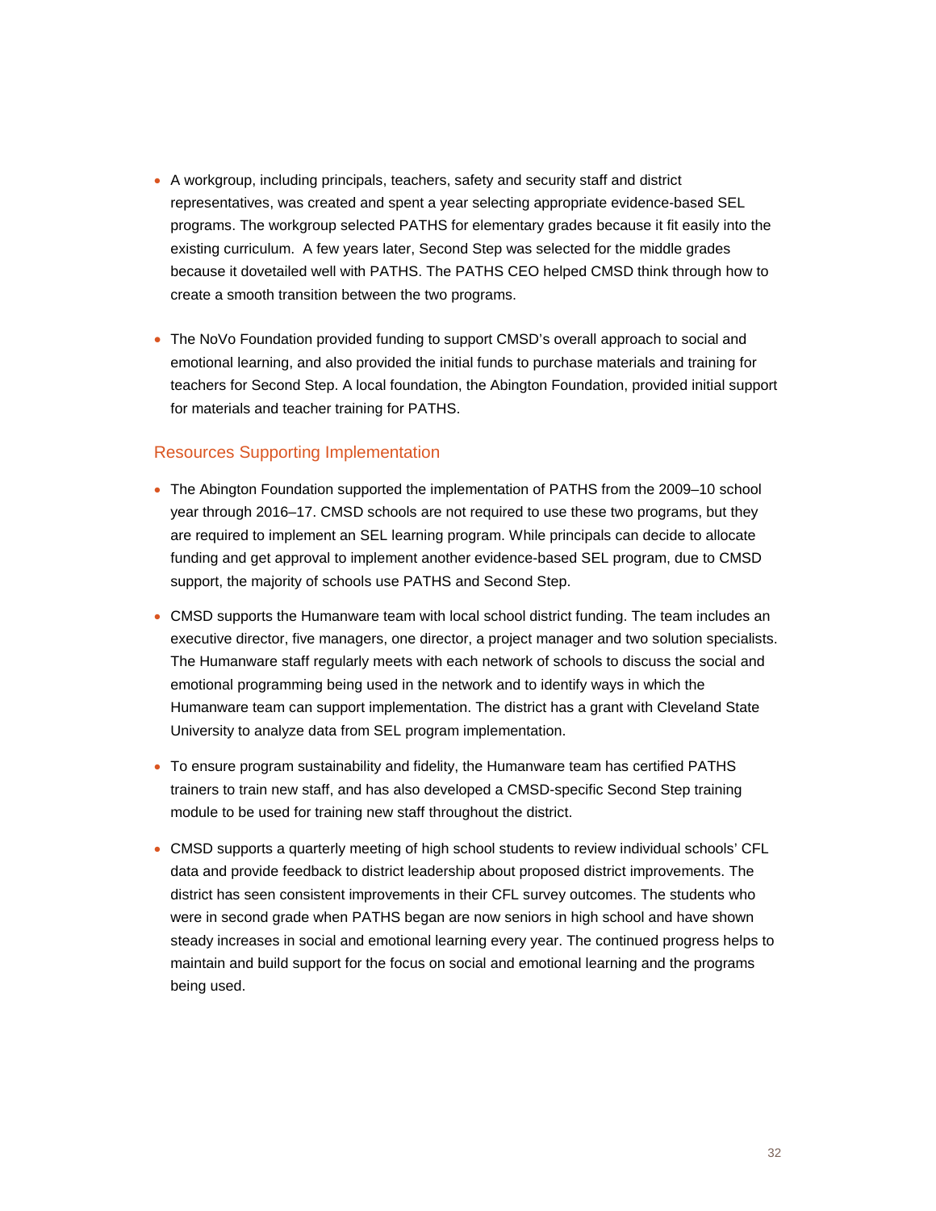- A workgroup, including principals, teachers, safety and security staff and district representatives, was created and spent a year selecting appropriate evidence-based SEL programs. The workgroup selected PATHS for elementary grades because it fit easily into the existing curriculum. A few years later, Second Step was selected for the middle grades because it dovetailed well with PATHS. The PATHS CEO helped CMSD think through how to create a smooth transition between the two programs.

- The NoVo Foundation provided funding to support CMSD's overall approach to social and emotional learning, and also provided the initial funds to purchase materials and training for teachers for Second Step. A local foundation, the Abington Foundation, provided initial support for materials and teacher training for PATHS.

## Resources Supporting Implementation

- The Abington Foundation supported the implementation of PATHS from the 2009–10 school year through 2016–17. CMSD schools are not required to use these two programs, but they are required to implement an SEL learning program. While principals can decide to allocate funding and get approval to implement another evidence-based SEL program, due to CMSD support, the majority of schools use PATHS and Second Step.

- CMSD supports the Humanware team with local school district funding. The team includes an executive director, five managers, one director, a project manager and two solution specialists. The Humanware staff regularly meets with each network of schools to discuss the social and emotional programming being used in the network and to identify ways in which the Humanware team can support implementation. The district has a grant with Cleveland State University to analyze data from SEL program implementation.

- To ensure program sustainability and fidelity, the Humanware team has certified PATHS trainers to train new staff, and has also developed a CMSD-specific Second Step training module to be used for training new staff throughout the district.

- CMSD supports a quarterly meeting of high school students to review individual schools' CFL data and provide feedback to district leadership about proposed district improvements. The district has seen consistent improvements in their CFL survey outcomes. The students who were in second grade when PATHS began are now seniors in high school and have shown steady increases in social and emotional learning every year. The continued progress helps to maintain and build support for the focus on social and emotional learning and the programs being used.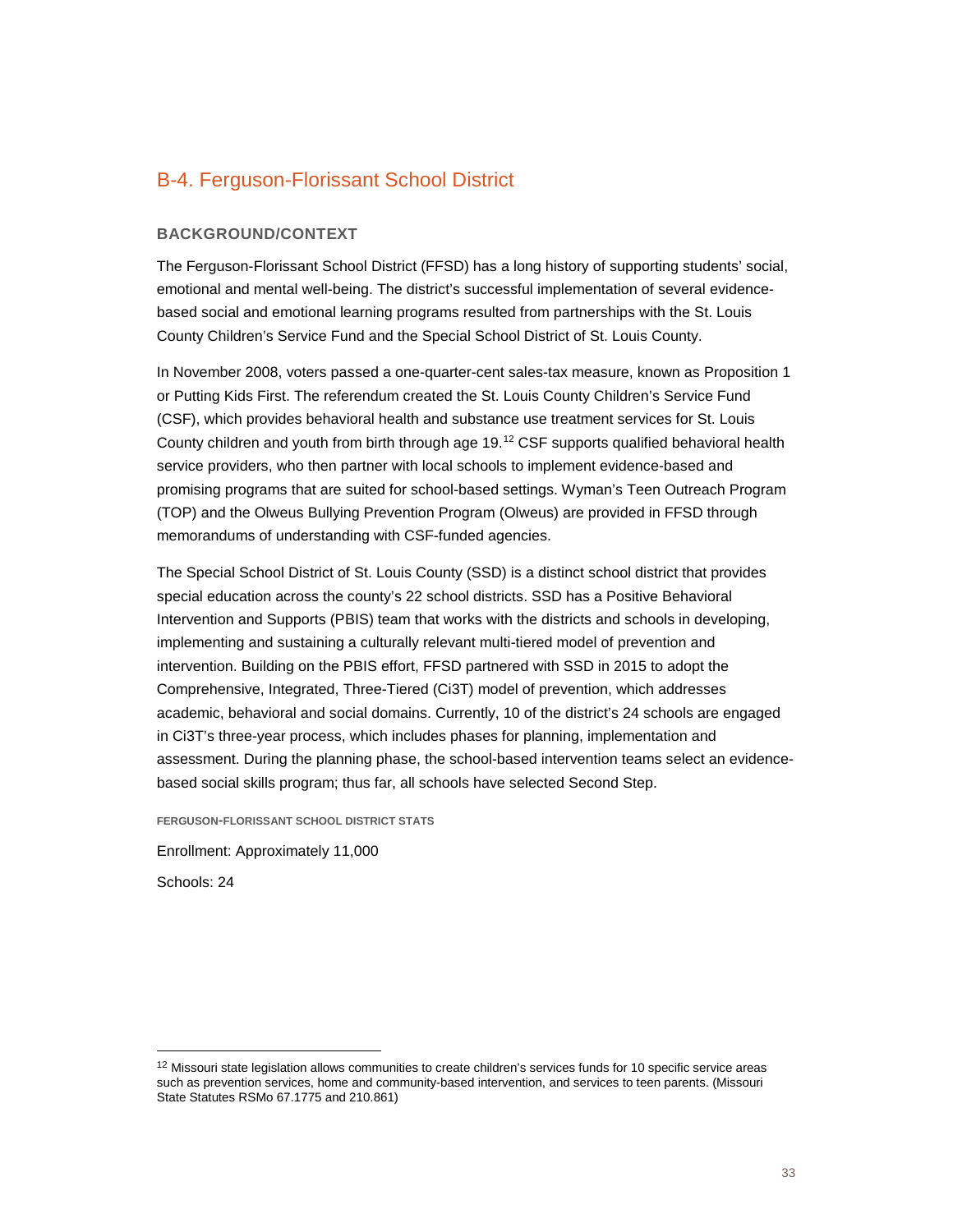## B-4. Ferguson-Florissant School District

### BACKGROUND/CONTEXT

The Ferguson-Florissant School District (FFSD) has a long history of supporting students' social, emotional and mental well-being. The district's successful implementation of several evidence-based social and emotional learning programs resulted from partnerships with the St. Louis County Children's Service Fund and the Special School District of St. Louis County.

In November 2008, voters passed a one-quarter-cent sales-tax measure, known as Proposition 1 or Putting Kids First. The referendum created the St. Louis County Children's Service Fund (CSF), which provides behavioral health and substance use treatment services for St. Louis County children and youth from birth through age 19.[12] CSF supports qualified behavioral health service providers, who then partner with local schools to implement evidence-based and promising programs that are suited for school-based settings. Wyman's Teen Outreach Program (TOP) and the Olweus Bullying Prevention Program (Olweus) are provided in FFSD through memorandums of understanding with CSF-funded agencies.

The Special School District of St. Louis County (SSD) is a distinct school district that provides special education across the county's 22 school districts. SSD has a Positive Behavioral Intervention and Supports (PBIS) team that works with the districts and schools in developing, implementing and sustaining a culturally relevant multi-tiered model of prevention and intervention. Building on the PBIS effort, FFSD partnered with SSD in 2015 to adopt the Comprehensive, Integrated, Three-Tiered (Ci3T) model of prevention, which addresses academic, behavioral and social domains. Currently, 10 of the district's 24 schools are engaged in Ci3T's three-year process, which includes phases for planning, implementation and assessment. During the planning phase, the school-based intervention teams select an evidence-based social skills program; thus far, all schools have selected Second Step.

**FERGUSON-FLORISSANT SCHOOL DISTRICT STATS**

Enrollment: Approximately 11,000

Schools: 24

---

[12] Missouri state legislation allows communities to create children's services funds for 10 specific service areas such as prevention services, home and community-based intervention, and services to teen parents. (Missouri State Statutes RSMo 67.1775 and 210.861)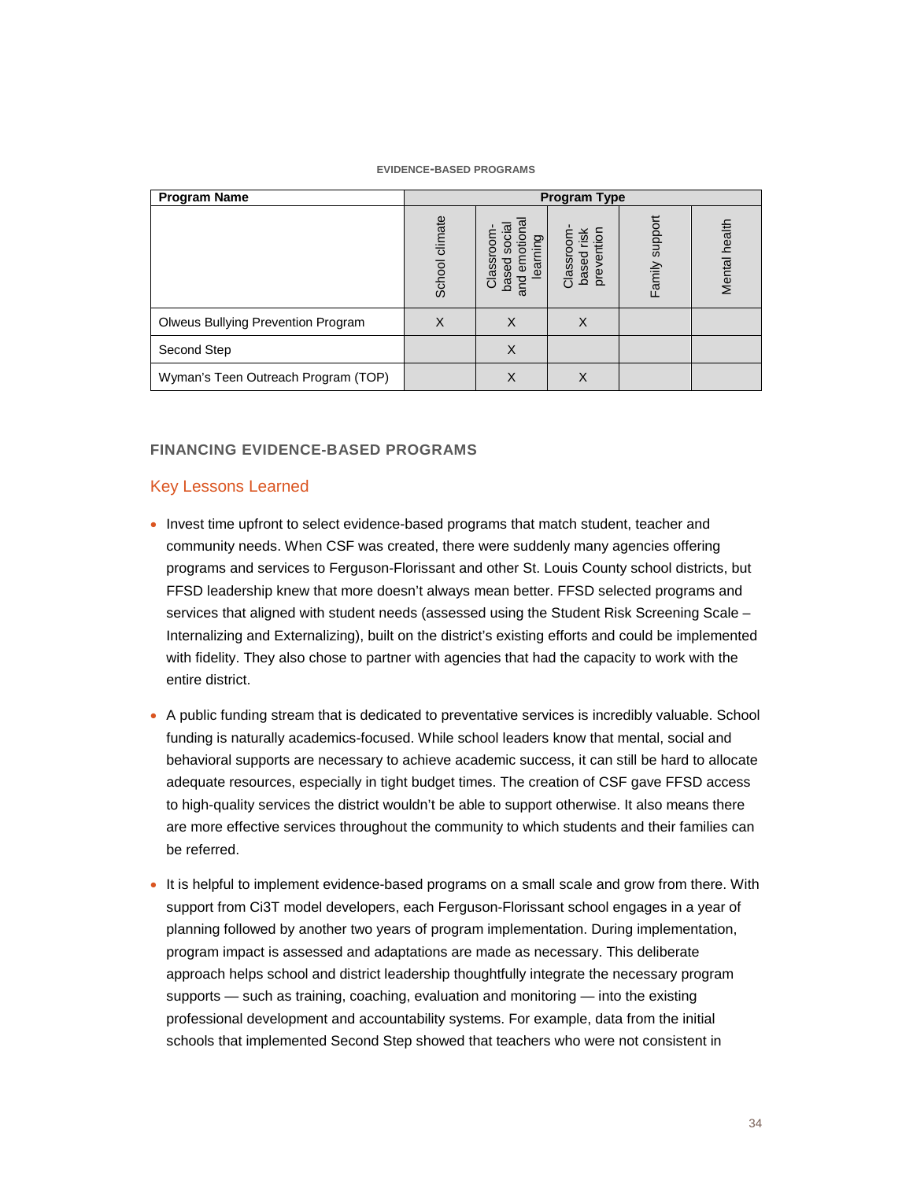**EVIDENCE-BASED PROGRAMS**

| Program Name | Program Type | | | | |
|---|---|---|---|---|---|
| | School climate | Classroom-based social and emotional learning | Classroom-based risk prevention | Family support | Mental health |
| Olweus Bullying Prevention Program | X | X | X | | |
| Second Step | | X | | | |
| Wyman's Teen Outreach Program (TOP) | | X | X | | |

### FINANCING EVIDENCE-BASED PROGRAMS

#### Key Lessons Learned

- Invest time upfront to select evidence-based programs that match student, teacher and community needs. When CSF was created, there were suddenly many agencies offering programs and services to Ferguson-Florissant and other St. Louis County school districts, but FFSD leadership knew that more doesn't always mean better. FFSD selected programs and services that aligned with student needs (assessed using the Student Risk Screening Scale – Internalizing and Externalizing), built on the district's existing efforts and could be implemented with fidelity. They also chose to partner with agencies that had the capacity to work with the entire district.
- A public funding stream that is dedicated to preventative services is incredibly valuable. School funding is naturally academics-focused. While school leaders know that mental, social and behavioral supports are necessary to achieve academic success, it can still be hard to allocate adequate resources, especially in tight budget times. The creation of CSF gave FFSD access to high-quality services the district wouldn't be able to support otherwise. It also means there are more effective services throughout the community to which students and their families can be referred.
- It is helpful to implement evidence-based programs on a small scale and grow from there. With support from Ci3T model developers, each Ferguson-Florissant school engages in a year of planning followed by another two years of program implementation. During implementation, program impact is assessed and adaptations are made as necessary. This deliberate approach helps school and district leadership thoughtfully integrate the necessary program supports — such as training, coaching, evaluation and monitoring — into the existing professional development and accountability systems. For example, data from the initial schools that implemented Second Step showed that teachers who were not consistent in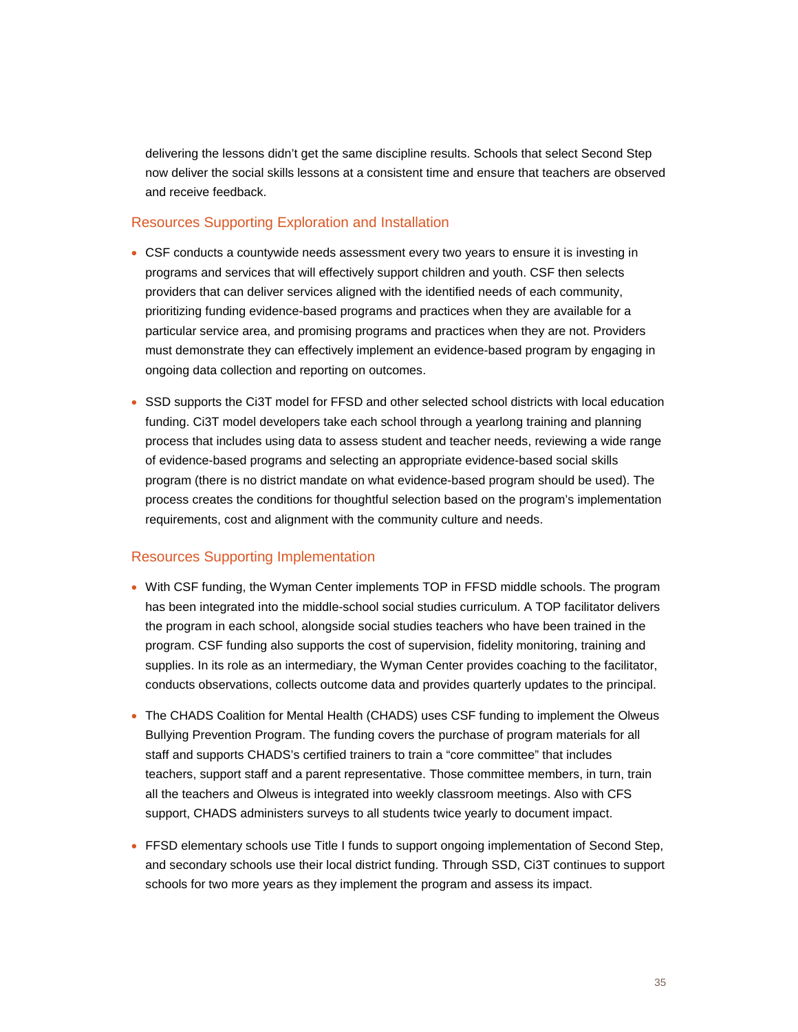delivering the lessons didn't get the same discipline results. Schools that select Second Step now deliver the social skills lessons at a consistent time and ensure that teachers are observed and receive feedback.

### Resources Supporting Exploration and Installation

- CSF conducts a countywide needs assessment every two years to ensure it is investing in programs and services that will effectively support children and youth. CSF then selects providers that can deliver services aligned with the identified needs of each community, prioritizing funding evidence-based programs and practices when they are available for a particular service area, and promising programs and practices when they are not. Providers must demonstrate they can effectively implement an evidence-based program by engaging in ongoing data collection and reporting on outcomes.
- SSD supports the Ci3T model for FFSD and other selected school districts with local education funding. Ci3T model developers take each school through a yearlong training and planning process that includes using data to assess student and teacher needs, reviewing a wide range of evidence-based programs and selecting an appropriate evidence-based social skills program (there is no district mandate on what evidence-based program should be used). The process creates the conditions for thoughtful selection based on the program's implementation requirements, cost and alignment with the community culture and needs.

### Resources Supporting Implementation

- With CSF funding, the Wyman Center implements TOP in FFSD middle schools. The program has been integrated into the middle-school social studies curriculum. A TOP facilitator delivers the program in each school, alongside social studies teachers who have been trained in the program. CSF funding also supports the cost of supervision, fidelity monitoring, training and supplies. In its role as an intermediary, the Wyman Center provides coaching to the facilitator, conducts observations, collects outcome data and provides quarterly updates to the principal.
- The CHADS Coalition for Mental Health (CHADS) uses CSF funding to implement the Olweus Bullying Prevention Program. The funding covers the purchase of program materials for all staff and supports CHADS's certified trainers to train a "core committee" that includes teachers, support staff and a parent representative. Those committee members, in turn, train all the teachers and Olweus is integrated into weekly classroom meetings. Also with CFS support, CHADS administers surveys to all students twice yearly to document impact.
- FFSD elementary schools use Title I funds to support ongoing implementation of Second Step, and secondary schools use their local district funding. Through SSD, Ci3T continues to support schools for two more years as they implement the program and assess its impact.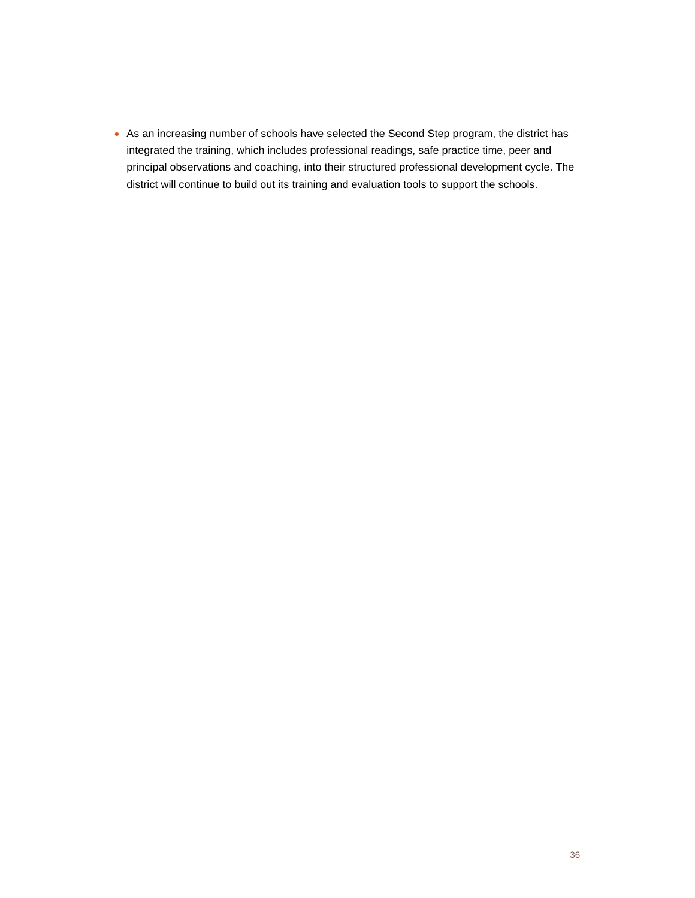- As an increasing number of schools have selected the Second Step program, the district has integrated the training, which includes professional readings, safe practice time, peer and principal observations and coaching, into their structured professional development cycle. The district will continue to build out its training and evaluation tools to support the schools.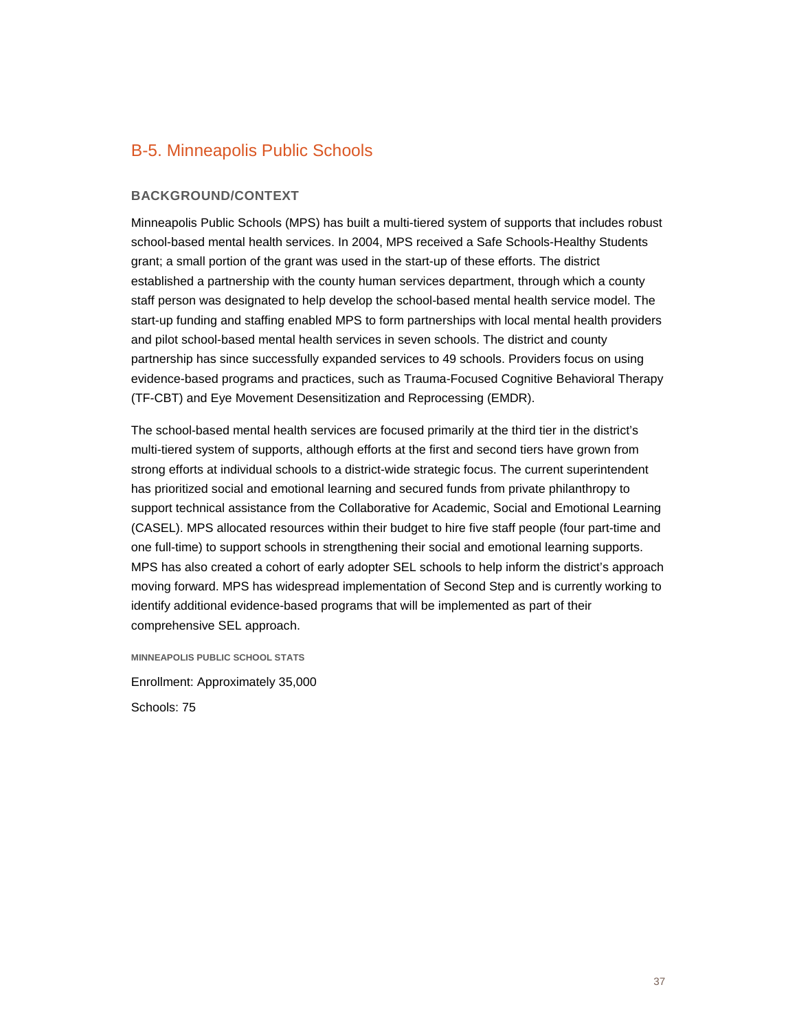## B-5. Minneapolis Public Schools

### BACKGROUND/CONTEXT

Minneapolis Public Schools (MPS) has built a multi-tiered system of supports that includes robust school-based mental health services. In 2004, MPS received a Safe Schools-Healthy Students grant; a small portion of the grant was used in the start-up of these efforts. The district established a partnership with the county human services department, through which a county staff person was designated to help develop the school-based mental health service model. The start-up funding and staffing enabled MPS to form partnerships with local mental health providers and pilot school-based mental health services in seven schools. The district and county partnership has since successfully expanded services to 49 schools. Providers focus on using evidence-based programs and practices, such as Trauma-Focused Cognitive Behavioral Therapy (TF-CBT) and Eye Movement Desensitization and Reprocessing (EMDR).

The school-based mental health services are focused primarily at the third tier in the district's multi-tiered system of supports, although efforts at the first and second tiers have grown from strong efforts at individual schools to a district-wide strategic focus. The current superintendent has prioritized social and emotional learning and secured funds from private philanthropy to support technical assistance from the Collaborative for Academic, Social and Emotional Learning (CASEL). MPS allocated resources within their budget to hire five staff people (four part-time and one full-time) to support schools in strengthening their social and emotional learning supports. MPS has also created a cohort of early adopter SEL schools to help inform the district's approach moving forward. MPS has widespread implementation of Second Step and is currently working to identify additional evidence-based programs that will be implemented as part of their comprehensive SEL approach.

#### MINNEAPOLIS PUBLIC SCHOOL STATS

Enrollment: Approximately 35,000

Schools: 75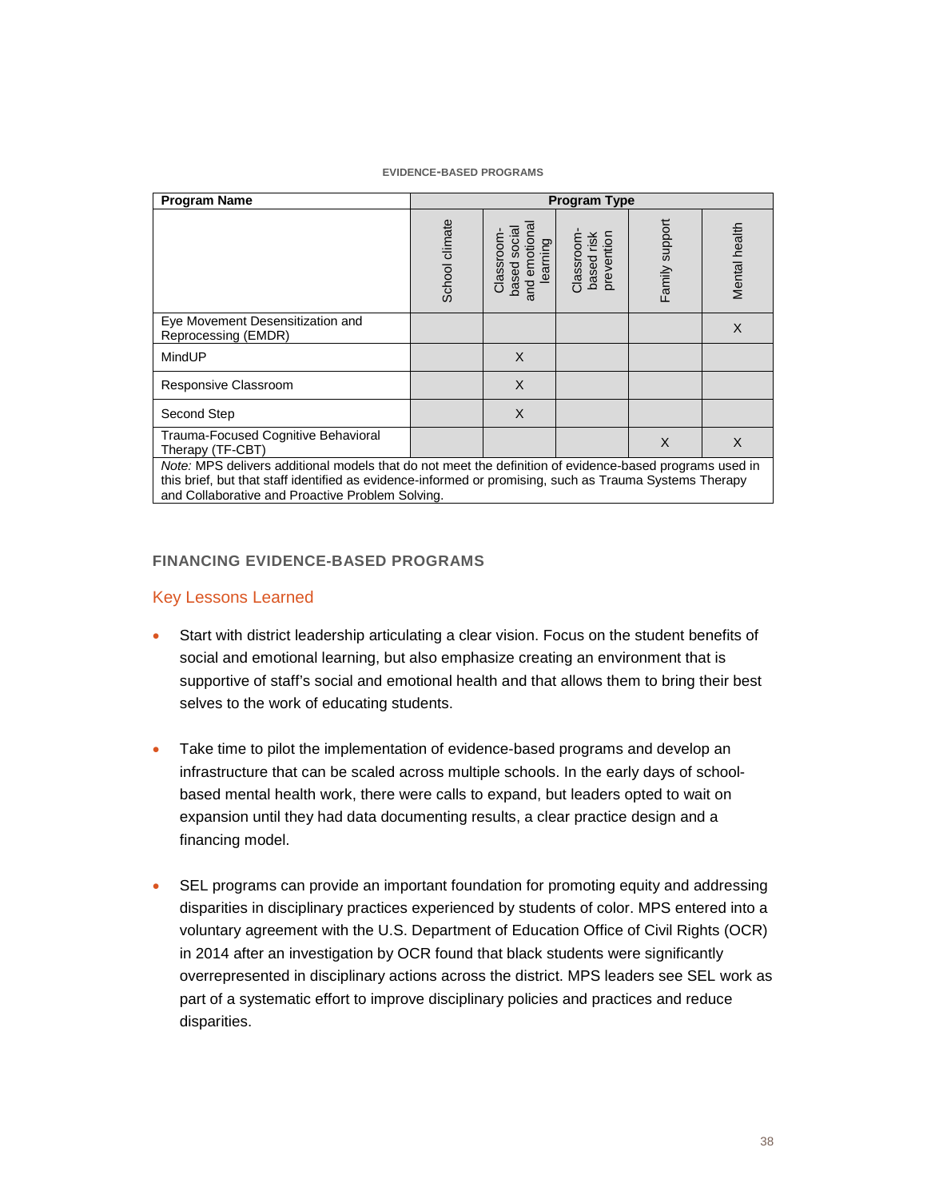**EVIDENCE-BASED PROGRAMS**

| Program Name | Program Type | | | | |
|---|---|---|---|---|---|
| | School climate | Classroom-based social and emotional learning | Classroom-based risk prevention | Family support | Mental health |
| Eye Movement Desensitization and Reprocessing (EMDR) | | | | | X |
| MindUP | | X | | | |
| Responsive Classroom | | X | | | |
| Second Step | | X | | | |
| Trauma-Focused Cognitive Behavioral Therapy (TF-CBT) | | | | X | X |

*Note:* MPS delivers additional models that do not meet the definition of evidence-based programs used in this brief, but that staff identified as evidence-informed or promising, such as Trauma Systems Therapy and Collaborative and Proactive Problem Solving.

## FINANCING EVIDENCE-BASED PROGRAMS

### Key Lessons Learned

- Start with district leadership articulating a clear vision. Focus on the student benefits of social and emotional learning, but also emphasize creating an environment that is supportive of staff's social and emotional health and that allows them to bring their best selves to the work of educating students.
- Take time to pilot the implementation of evidence-based programs and develop an infrastructure that can be scaled across multiple schools. In the early days of school-based mental health work, there were calls to expand, but leaders opted to wait on expansion until they had data documenting results, a clear practice design and a financing model.
- SEL programs can provide an important foundation for promoting equity and addressing disparities in disciplinary practices experienced by students of color. MPS entered into a voluntary agreement with the U.S. Department of Education Office of Civil Rights (OCR) in 2014 after an investigation by OCR found that black students were significantly overrepresented in disciplinary actions across the district. MPS leaders see SEL work as part of a systematic effort to improve disciplinary policies and practices and reduce disparities.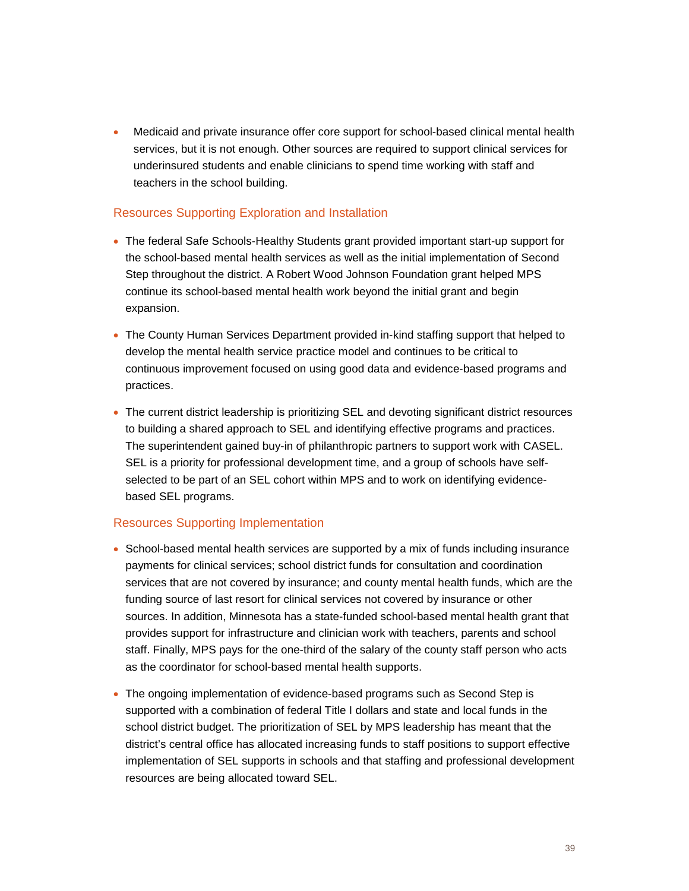- Medicaid and private insurance offer core support for school-based clinical mental health services, but it is not enough. Other sources are required to support clinical services for underinsured students and enable clinicians to spend time working with staff and teachers in the school building.

### Resources Supporting Exploration and Installation

- The federal Safe Schools-Healthy Students grant provided important start-up support for the school-based mental health services as well as the initial implementation of Second Step throughout the district. A Robert Wood Johnson Foundation grant helped MPS continue its school-based mental health work beyond the initial grant and begin expansion.
- The County Human Services Department provided in-kind staffing support that helped to develop the mental health service practice model and continues to be critical to continuous improvement focused on using good data and evidence-based programs and practices.
- The current district leadership is prioritizing SEL and devoting significant district resources to building a shared approach to SEL and identifying effective programs and practices. The superintendent gained buy-in of philanthropic partners to support work with CASEL. SEL is a priority for professional development time, and a group of schools have self-selected to be part of an SEL cohort within MPS and to work on identifying evidence-based SEL programs.

### Resources Supporting Implementation

- School-based mental health services are supported by a mix of funds including insurance payments for clinical services; school district funds for consultation and coordination services that are not covered by insurance; and county mental health funds, which are the funding source of last resort for clinical services not covered by insurance or other sources. In addition, Minnesota has a state-funded school-based mental health grant that provides support for infrastructure and clinician work with teachers, parents and school staff. Finally, MPS pays for the one-third of the salary of the county staff person who acts as the coordinator for school-based mental health supports.
- The ongoing implementation of evidence-based programs such as Second Step is supported with a combination of federal Title I dollars and state and local funds in the school district budget. The prioritization of SEL by MPS leadership has meant that the district's central office has allocated increasing funds to staff positions to support effective implementation of SEL supports in schools and that staffing and professional development resources are being allocated toward SEL.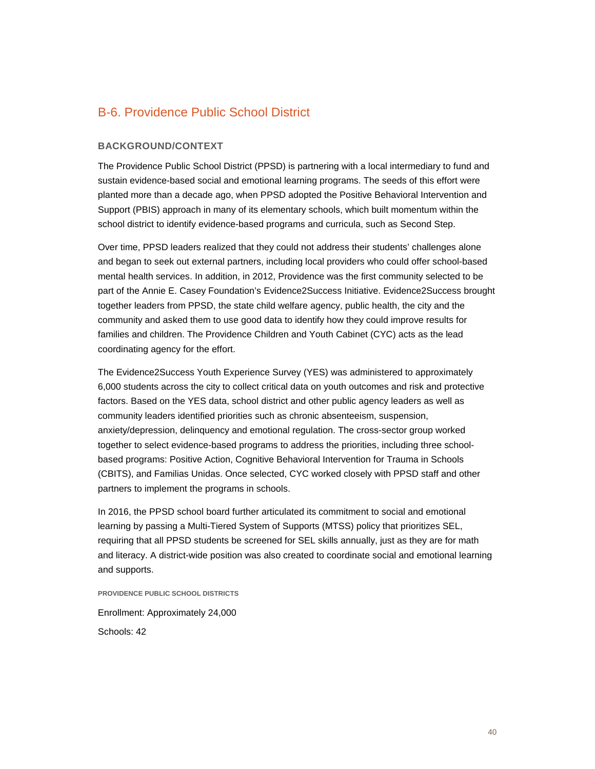## B-6. Providence Public School District

### BACKGROUND/CONTEXT

The Providence Public School District (PPSD) is partnering with a local intermediary to fund and sustain evidence-based social and emotional learning programs. The seeds of this effort were planted more than a decade ago, when PPSD adopted the Positive Behavioral Intervention and Support (PBIS) approach in many of its elementary schools, which built momentum within the school district to identify evidence-based programs and curricula, such as Second Step.

Over time, PPSD leaders realized that they could not address their students' challenges alone and began to seek out external partners, including local providers who could offer school-based mental health services. In addition, in 2012, Providence was the first community selected to be part of the Annie E. Casey Foundation's Evidence2Success Initiative. Evidence2Success brought together leaders from PPSD, the state child welfare agency, public health, the city and the community and asked them to use good data to identify how they could improve results for families and children. The Providence Children and Youth Cabinet (CYC) acts as the lead coordinating agency for the effort.

The Evidence2Success Youth Experience Survey (YES) was administered to approximately 6,000 students across the city to collect critical data on youth outcomes and risk and protective factors. Based on the YES data, school district and other public agency leaders as well as community leaders identified priorities such as chronic absenteeism, suspension, anxiety/depression, delinquency and emotional regulation. The cross-sector group worked together to select evidence-based programs to address the priorities, including three school-based programs: Positive Action, Cognitive Behavioral Intervention for Trauma in Schools (CBITS), and Familias Unidas. Once selected, CYC worked closely with PPSD staff and other partners to implement the programs in schools.

In 2016, the PPSD school board further articulated its commitment to social and emotional learning by passing a Multi-Tiered System of Supports (MTSS) policy that prioritizes SEL, requiring that all PPSD students be screened for SEL skills annually, just as they are for math and literacy. A district-wide position was also created to coordinate social and emotional learning and supports.

#### PROVIDENCE PUBLIC SCHOOL DISTRICTS

Enrollment: Approximately 24,000

Schools: 42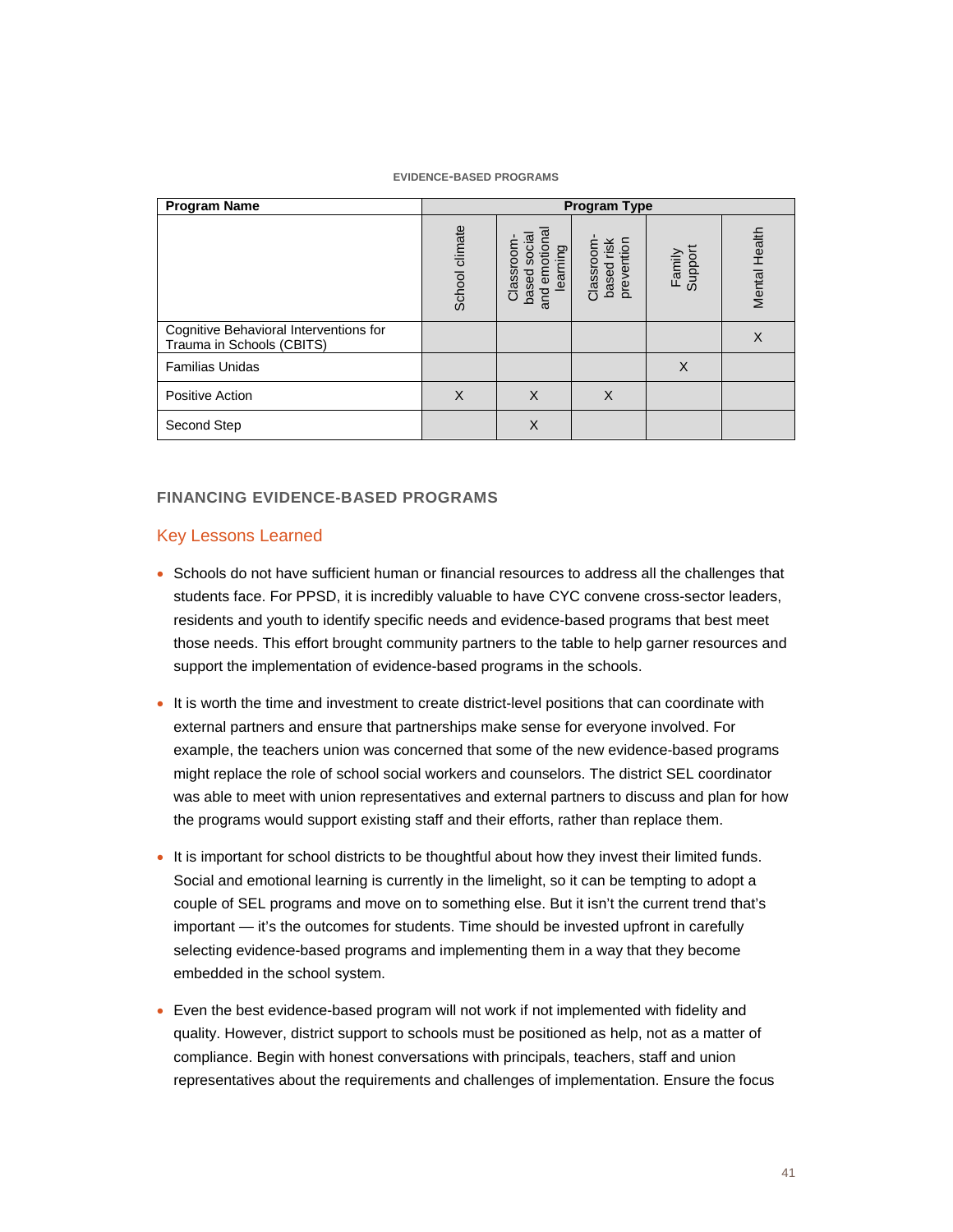**EVIDENCE-BASED PROGRAMS**

| Program Name | Program Type | | | | |
|---|---|---|---|---|---|
| | School climate | Classroom-based social and emotional learning | Classroom-based risk prevention | Family Support | Mental Health |
| Cognitive Behavioral Interventions for Trauma in Schools (CBITS) | | | | | X |
| Familias Unidas | | | | X | |
| Positive Action | X | X | X | | |
| Second Step | | X | | | |

## FINANCING EVIDENCE-BASED PROGRAMS

### Key Lessons Learned

- Schools do not have sufficient human or financial resources to address all the challenges that students face. For PPSD, it is incredibly valuable to have CYC convene cross-sector leaders, residents and youth to identify specific needs and evidence-based programs that best meet those needs. This effort brought community partners to the table to help garner resources and support the implementation of evidence-based programs in the schools.
- It is worth the time and investment to create district-level positions that can coordinate with external partners and ensure that partnerships make sense for everyone involved. For example, the teachers union was concerned that some of the new evidence-based programs might replace the role of school social workers and counselors. The district SEL coordinator was able to meet with union representatives and external partners to discuss and plan for how the programs would support existing staff and their efforts, rather than replace them.
- It is important for school districts to be thoughtful about how they invest their limited funds. Social and emotional learning is currently in the limelight, so it can be tempting to adopt a couple of SEL programs and move on to something else. But it isn't the current trend that's important — it's the outcomes for students. Time should be invested upfront in carefully selecting evidence-based programs and implementing them in a way that they become embedded in the school system.
- Even the best evidence-based program will not work if not implemented with fidelity and quality. However, district support to schools must be positioned as help, not as a matter of compliance. Begin with honest conversations with principals, teachers, staff and union representatives about the requirements and challenges of implementation. Ensure the focus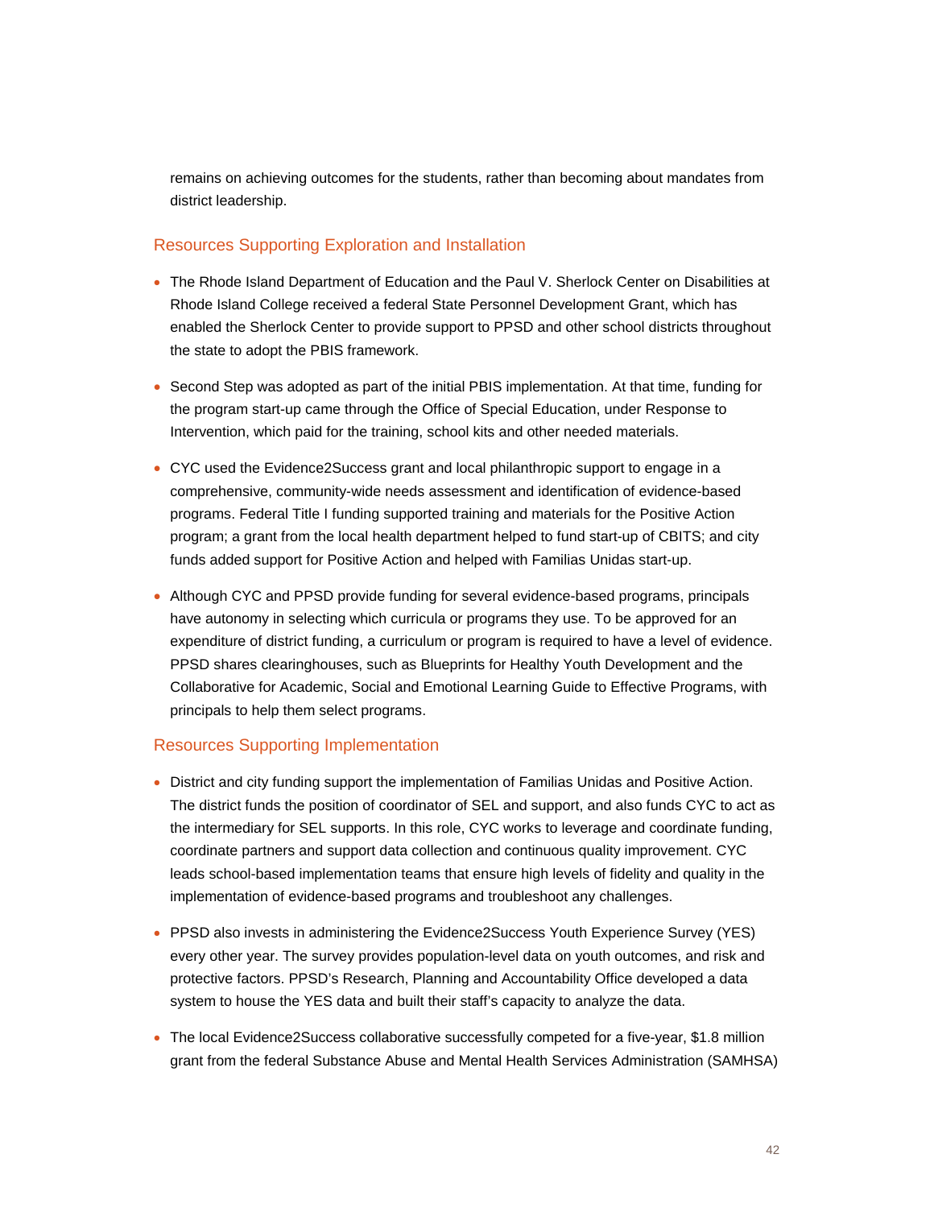remains on achieving outcomes for the students, rather than becoming about mandates from district leadership.

### Resources Supporting Exploration and Installation

- The Rhode Island Department of Education and the Paul V. Sherlock Center on Disabilities at Rhode Island College received a federal State Personnel Development Grant, which has enabled the Sherlock Center to provide support to PPSD and other school districts throughout the state to adopt the PBIS framework.
- Second Step was adopted as part of the initial PBIS implementation. At that time, funding for the program start-up came through the Office of Special Education, under Response to Intervention, which paid for the training, school kits and other needed materials.
- CYC used the Evidence2Success grant and local philanthropic support to engage in a comprehensive, community-wide needs assessment and identification of evidence-based programs. Federal Title I funding supported training and materials for the Positive Action program; a grant from the local health department helped to fund start-up of CBITS; and city funds added support for Positive Action and helped with Familias Unidas start-up.
- Although CYC and PPSD provide funding for several evidence-based programs, principals have autonomy in selecting which curricula or programs they use. To be approved for an expenditure of district funding, a curriculum or program is required to have a level of evidence. PPSD shares clearinghouses, such as Blueprints for Healthy Youth Development and the Collaborative for Academic, Social and Emotional Learning Guide to Effective Programs, with principals to help them select programs.

### Resources Supporting Implementation

- District and city funding support the implementation of Familias Unidas and Positive Action. The district funds the position of coordinator of SEL and support, and also funds CYC to act as the intermediary for SEL supports. In this role, CYC works to leverage and coordinate funding, coordinate partners and support data collection and continuous quality improvement. CYC leads school-based implementation teams that ensure high levels of fidelity and quality in the implementation of evidence-based programs and troubleshoot any challenges.
- PPSD also invests in administering the Evidence2Success Youth Experience Survey (YES) every other year. The survey provides population-level data on youth outcomes, and risk and protective factors. PPSD's Research, Planning and Accountability Office developed a data system to house the YES data and built their staff's capacity to analyze the data.
- The local Evidence2Success collaborative successfully competed for a five-year, $1.8 million grant from the federal Substance Abuse and Mental Health Services Administration (SAMHSA)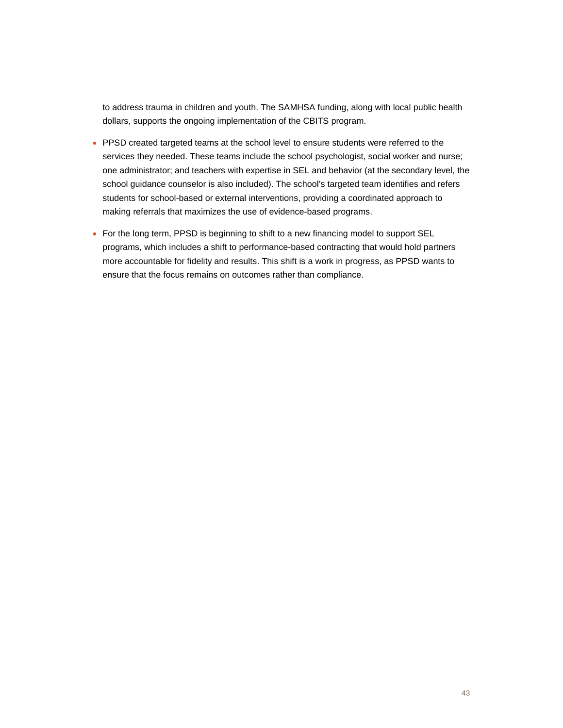to address trauma in children and youth. The SAMHSA funding, along with local public health dollars, supports the ongoing implementation of the CBITS program.

- PPSD created targeted teams at the school level to ensure students were referred to the services they needed. These teams include the school psychologist, social worker and nurse; one administrator; and teachers with expertise in SEL and behavior (at the secondary level, the school guidance counselor is also included). The school's targeted team identifies and refers students for school-based or external interventions, providing a coordinated approach to making referrals that maximizes the use of evidence-based programs.
- For the long term, PPSD is beginning to shift to a new financing model to support SEL programs, which includes a shift to performance-based contracting that would hold partners more accountable for fidelity and results. This shift is a work in progress, as PPSD wants to ensure that the focus remains on outcomes rather than compliance.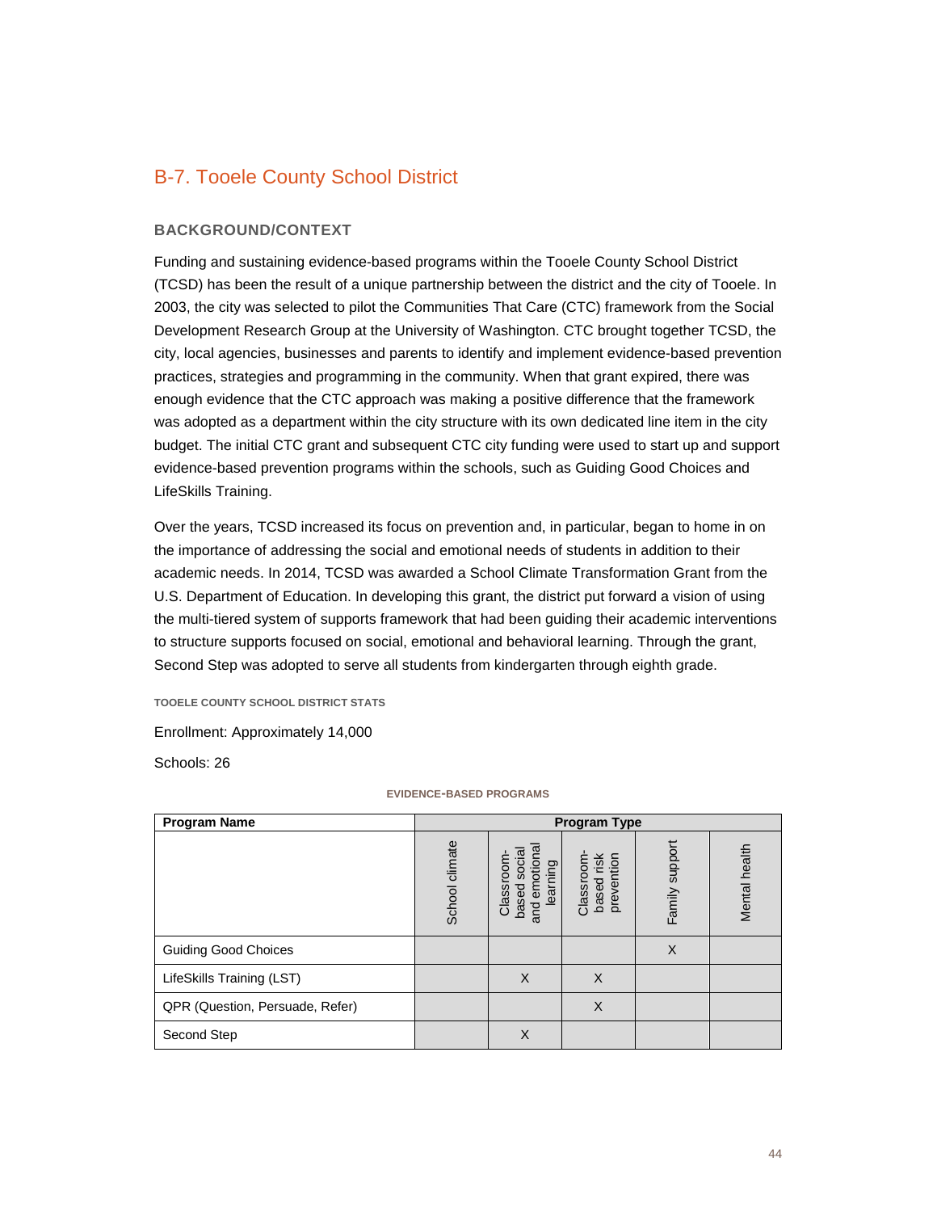## B-7. Tooele County School District

### BACKGROUND/CONTEXT

Funding and sustaining evidence-based programs within the Tooele County School District (TCSD) has been the result of a unique partnership between the district and the city of Tooele. In 2003, the city was selected to pilot the Communities That Care (CTC) framework from the Social Development Research Group at the University of Washington. CTC brought together TCSD, the city, local agencies, businesses and parents to identify and implement evidence-based prevention practices, strategies and programming in the community. When that grant expired, there was enough evidence that the CTC approach was making a positive difference that the framework was adopted as a department within the city structure with its own dedicated line item in the city budget. The initial CTC grant and subsequent CTC city funding were used to start up and support evidence-based prevention programs within the schools, such as Guiding Good Choices and LifeSkills Training.

Over the years, TCSD increased its focus on prevention and, in particular, began to home in on the importance of addressing the social and emotional needs of students in addition to their academic needs. In 2014, TCSD was awarded a School Climate Transformation Grant from the U.S. Department of Education. In developing this grant, the district put forward a vision of using the multi-tiered system of supports framework that had been guiding their academic interventions to structure supports focused on social, emotional and behavioral learning. Through the grant, Second Step was adopted to serve all students from kindergarten through eighth grade.

#### TOOELE COUNTY SCHOOL DISTRICT STATS

Enrollment: Approximately 14,000

Schools: 26

**EVIDENCE-BASED PROGRAMS**

| Program Name | Program Type | | | | |
|---|---|---|---|---|---|
| | School climate | Classroom-based social and emotional learning | Classroom-based risk prevention | Family support | Mental health |
| Guiding Good Choices | | | | X | |
| LifeSkills Training (LST) | | X | X | | |
| QPR (Question, Persuade, Refer) | | | X | | |
| Second Step | | X | | | |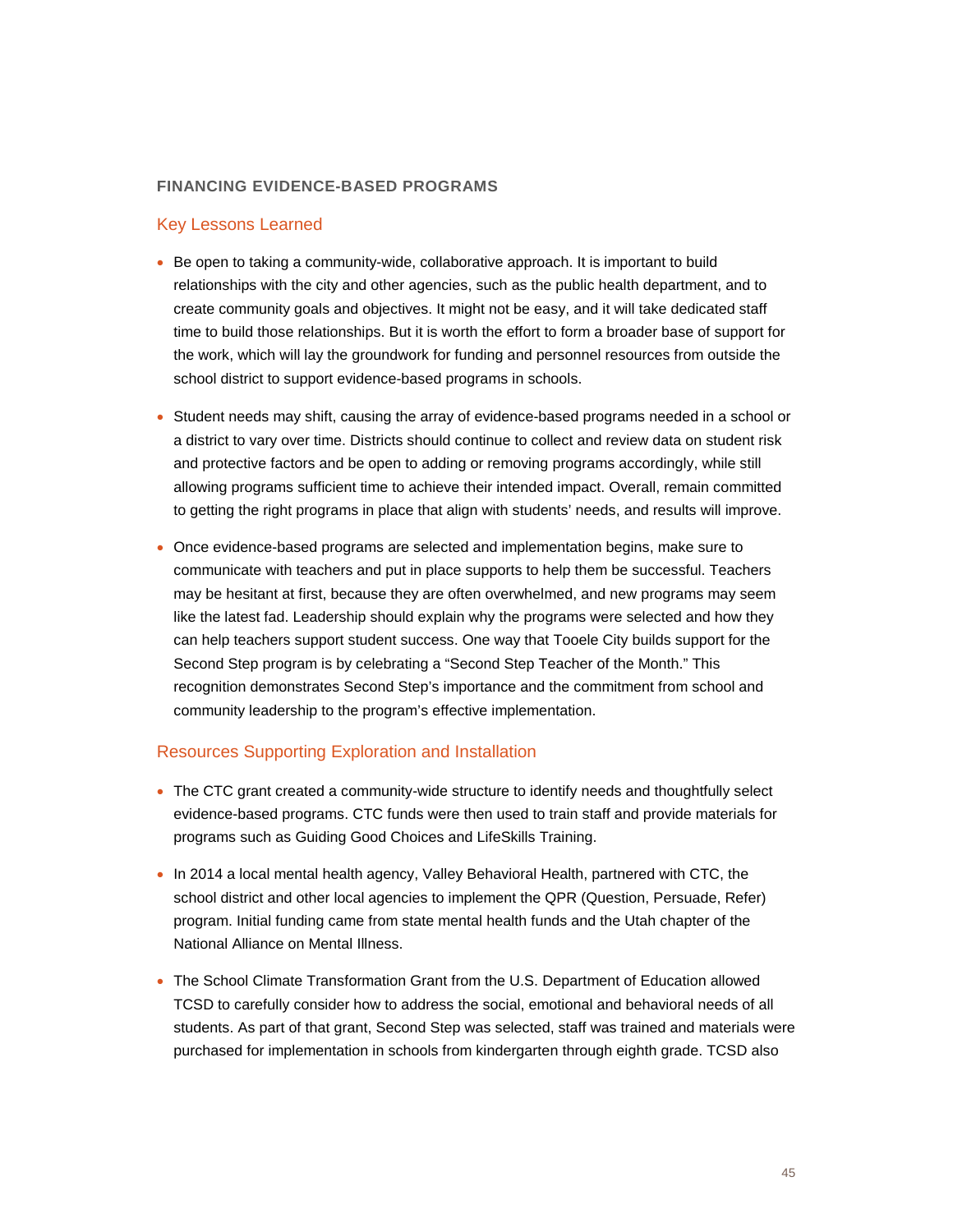### FINANCING EVIDENCE-BASED PROGRAMS

## Key Lessons Learned

- Be open to taking a community-wide, collaborative approach. It is important to build relationships with the city and other agencies, such as the public health department, and to create community goals and objectives. It might not be easy, and it will take dedicated staff time to build those relationships. But it is worth the effort to form a broader base of support for the work, which will lay the groundwork for funding and personnel resources from outside the school district to support evidence-based programs in schools.
- Student needs may shift, causing the array of evidence-based programs needed in a school or a district to vary over time. Districts should continue to collect and review data on student risk and protective factors and be open to adding or removing programs accordingly, while still allowing programs sufficient time to achieve their intended impact. Overall, remain committed to getting the right programs in place that align with students' needs, and results will improve.
- Once evidence-based programs are selected and implementation begins, make sure to communicate with teachers and put in place supports to help them be successful. Teachers may be hesitant at first, because they are often overwhelmed, and new programs may seem like the latest fad. Leadership should explain why the programs were selected and how they can help teachers support student success. One way that Tooele City builds support for the Second Step program is by celebrating a "Second Step Teacher of the Month." This recognition demonstrates Second Step's importance and the commitment from school and community leadership to the program's effective implementation.

## Resources Supporting Exploration and Installation

- The CTC grant created a community-wide structure to identify needs and thoughtfully select evidence-based programs. CTC funds were then used to train staff and provide materials for programs such as Guiding Good Choices and LifeSkills Training.
- In 2014 a local mental health agency, Valley Behavioral Health, partnered with CTC, the school district and other local agencies to implement the QPR (Question, Persuade, Refer) program. Initial funding came from state mental health funds and the Utah chapter of the National Alliance on Mental Illness.
- The School Climate Transformation Grant from the U.S. Department of Education allowed TCSD to carefully consider how to address the social, emotional and behavioral needs of all students. As part of that grant, Second Step was selected, staff was trained and materials were purchased for implementation in schools from kindergarten through eighth grade. TCSD also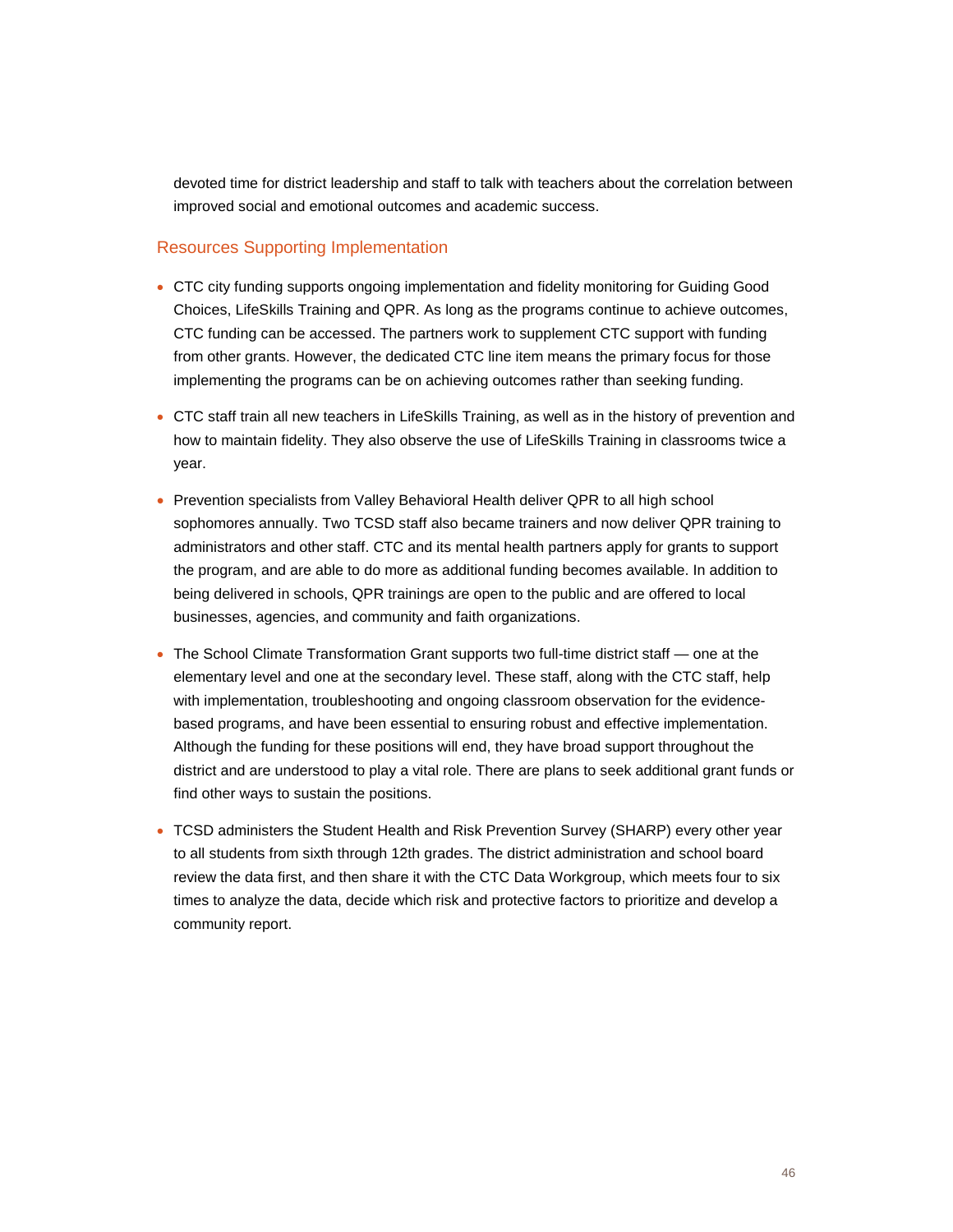devoted time for district leadership and staff to talk with teachers about the correlation between improved social and emotional outcomes and academic success.

### Resources Supporting Implementation

- CTC city funding supports ongoing implementation and fidelity monitoring for Guiding Good Choices, LifeSkills Training and QPR. As long as the programs continue to achieve outcomes, CTC funding can be accessed. The partners work to supplement CTC support with funding from other grants. However, the dedicated CTC line item means the primary focus for those implementing the programs can be on achieving outcomes rather than seeking funding.
- CTC staff train all new teachers in LifeSkills Training, as well as in the history of prevention and how to maintain fidelity. They also observe the use of LifeSkills Training in classrooms twice a year.
- Prevention specialists from Valley Behavioral Health deliver QPR to all high school sophomores annually. Two TCSD staff also became trainers and now deliver QPR training to administrators and other staff. CTC and its mental health partners apply for grants to support the program, and are able to do more as additional funding becomes available. In addition to being delivered in schools, QPR trainings are open to the public and are offered to local businesses, agencies, and community and faith organizations.
- The School Climate Transformation Grant supports two full-time district staff — one at the elementary level and one at the secondary level. These staff, along with the CTC staff, help with implementation, troubleshooting and ongoing classroom observation for the evidence-based programs, and have been essential to ensuring robust and effective implementation. Although the funding for these positions will end, they have broad support throughout the district and are understood to play a vital role. There are plans to seek additional grant funds or find other ways to sustain the positions.
- TCSD administers the Student Health and Risk Prevention Survey (SHARP) every other year to all students from sixth through 12th grades. The district administration and school board review the data first, and then share it with the CTC Data Workgroup, which meets four to six times to analyze the data, decide which risk and protective factors to prioritize and develop a community report.